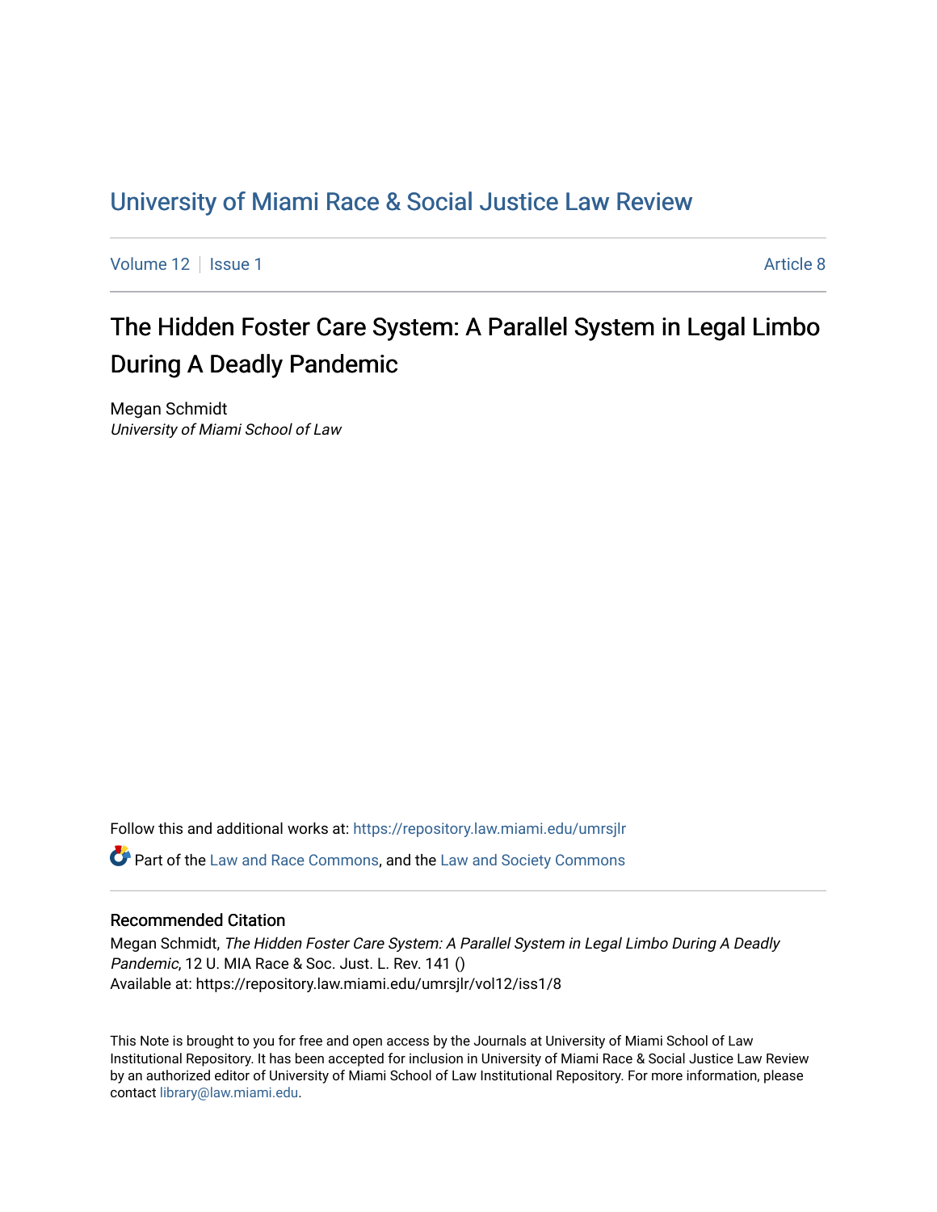# University of Miami Race & Social Justice Law Review

Volume 12 | Issue 1 Article 8

## The Hidden Foster Care System: A Parallel System in Legal Limbo During A Deadly Pandemic

Megan Schmidt
*University of Miami School of Law*

Follow this and additional works at: https://repository.law.miami.edu/umrsjlr

Part of the Law and Race Commons, and the Law and Society Commons

### Recommended Citation

Megan Schmidt, *The Hidden Foster Care System: A Parallel System in Legal Limbo During A Deadly Pandemic*, 12 U. MIA Race & Soc. Just. L. Rev. 141 ()
Available at: https://repository.law.miami.edu/umrsjlr/vol12/iss1/8

This Note is brought to you for free and open access by the Journals at University of Miami School of Law Institutional Repository. It has been accepted for inclusion in University of Miami Race & Social Justice Law Review by an authorized editor of University of Miami School of Law Institutional Repository. For more information, please contact library@law.miami.edu.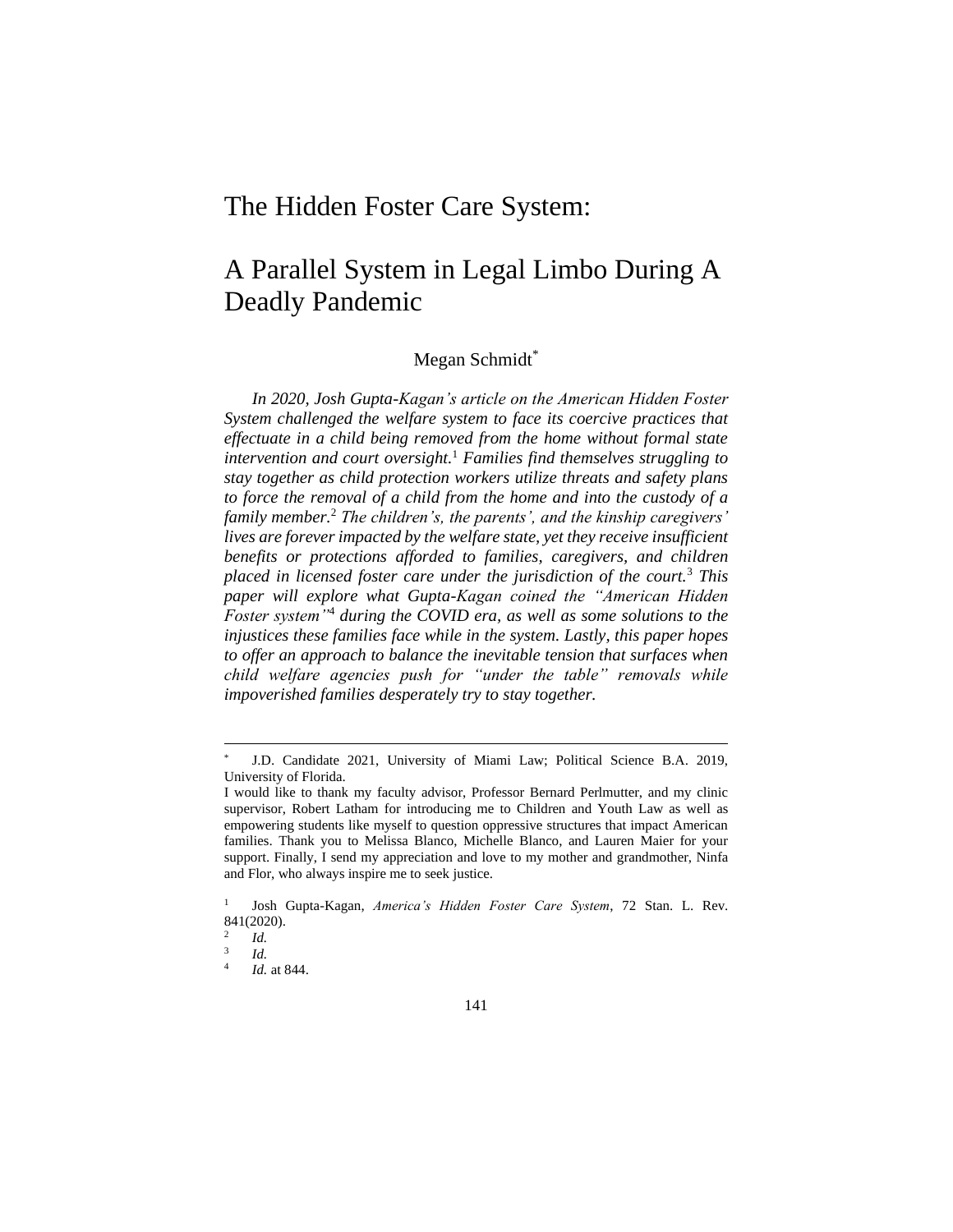# The Hidden Foster Care System:

# A Parallel System in Legal Limbo During A Deadly Pandemic

Megan Schmidt[*]

*In 2020, Josh Gupta-Kagan's article on the American Hidden Foster System challenged the welfare system to face its coercive practices that effectuate in a child being removed from the home without formal state intervention and court oversight.*[1] *Families find themselves struggling to stay together as child protection workers utilize threats and safety plans to force the removal of a child from the home and into the custody of a family member.*[2] *The children's, the parents', and the kinship caregivers' lives are forever impacted by the welfare state, yet they receive insufficient benefits or protections afforded to families, caregivers, and children placed in licensed foster care under the jurisdiction of the court.*[3] *This paper will explore what Gupta-Kagan coined the "American Hidden Foster system"*[4] *during the COVID era, as well as some solutions to the injustices these families face while in the system. Lastly, this paper hopes to offer an approach to balance the inevitable tension that surfaces when child welfare agencies push for "under the table" removals while impoverished families desperately try to stay together.*

---

[*] J.D. Candidate 2021, University of Miami Law; Political Science B.A. 2019, University of Florida.

I would like to thank my faculty advisor, Professor Bernard Perlmutter, and my clinic supervisor, Robert Latham for introducing me to Children and Youth Law as well as empowering students like myself to question oppressive structures that impact American families. Thank you to Melissa Blanco, Michelle Blanco, and Lauren Maier for your support. Finally, I send my appreciation and love to my mother and grandmother, Ninfa and Flor, who always inspire me to seek justice.

[1] Josh Gupta-Kagan, *America's Hidden Foster Care System*, 72 Stan. L. Rev. 841(2020).

[2] *Id.*

[3] *Id.*

[4] *Id.* at 844.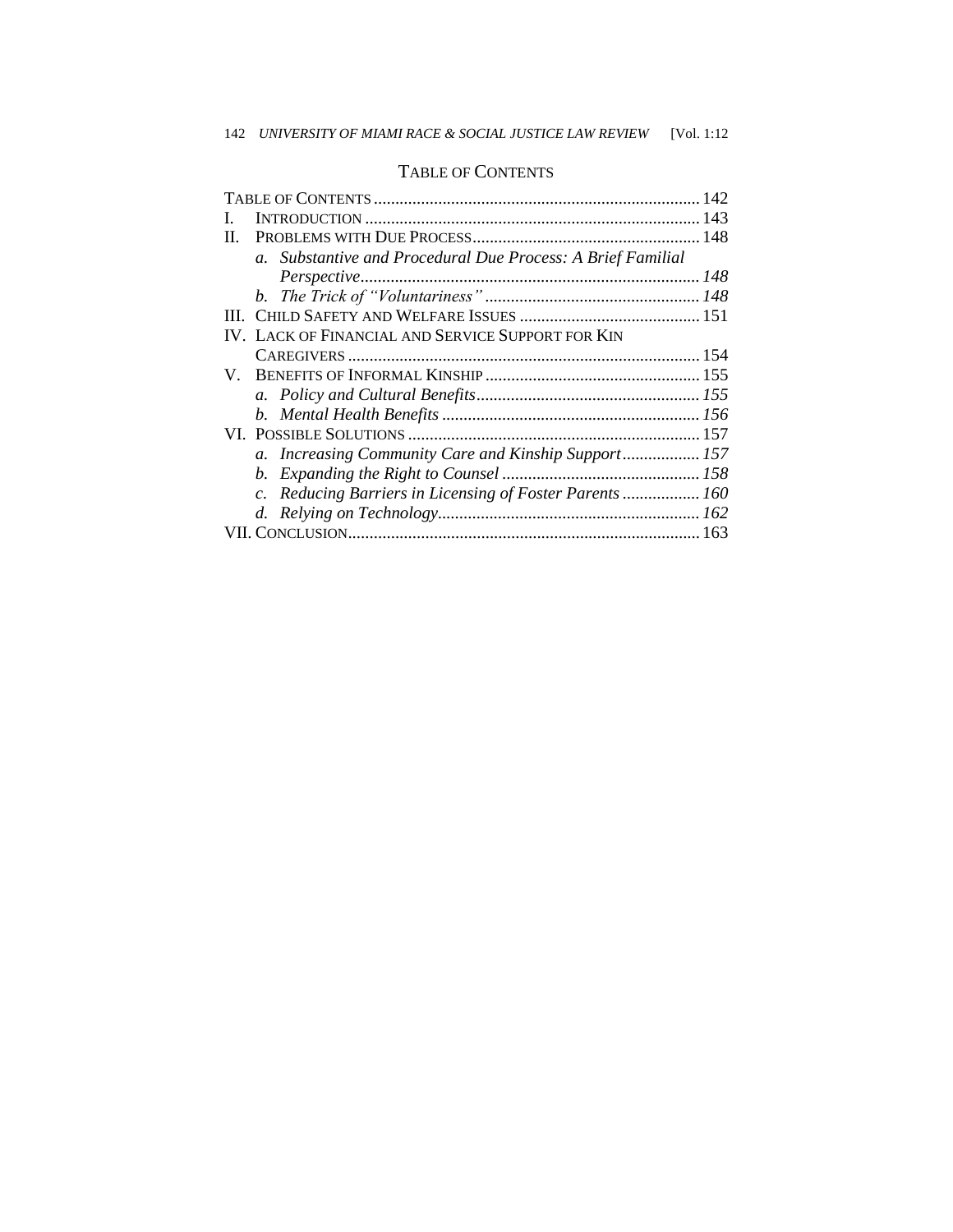## TABLE OF CONTENTS

TABLE OF CONTENTS ... 142
I. INTRODUCTION ... 143
II. PROBLEMS WITH DUE PROCESS ... 148
  *a. Substantive and Procedural Due Process: A Brief Familial Perspective* ... *148*
  *b. The Trick of "Voluntariness"* ... *148*
III. CHILD SAFETY AND WELFARE ISSUES ... 151
IV. LACK OF FINANCIAL AND SERVICE SUPPORT FOR KIN CAREGIVERS ... 154
V. BENEFITS OF INFORMAL KINSHIP ... 155
  *a. Policy and Cultural Benefits* ... *155*
  *b. Mental Health Benefits* ... *156*
VI. POSSIBLE SOLUTIONS ... 157
  *a. Increasing Community Care and Kinship Support* ... *157*
  *b. Expanding the Right to Counsel* ... *158*
  *c. Reducing Barriers in Licensing of Foster Parents* ... *160*
  *d. Relying on Technology* ... *162*
VII. CONCLUSION ... 163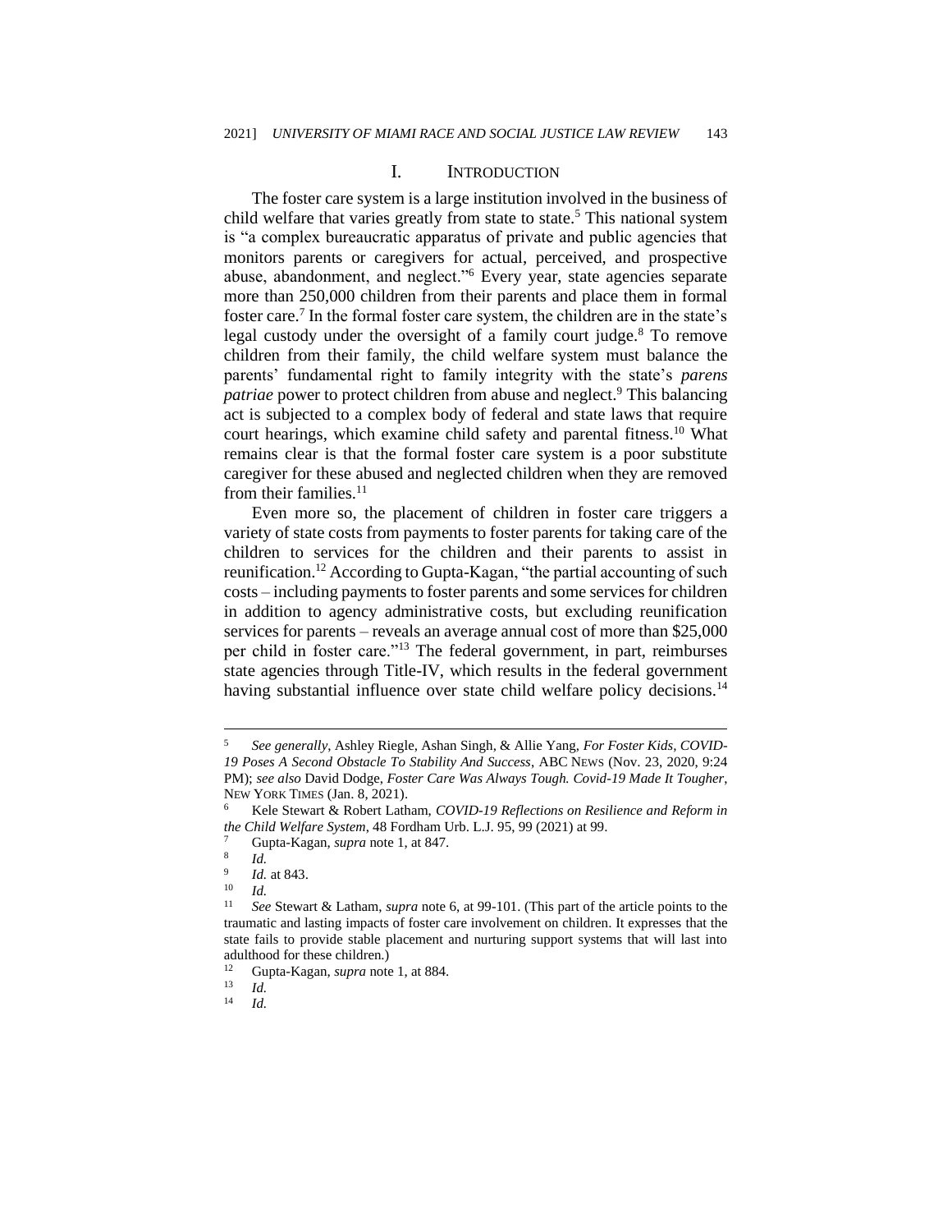## I. INTRODUCTION

The foster care system is a large institution involved in the business of child welfare that varies greatly from state to state.[5] This national system is "a complex bureaucratic apparatus of private and public agencies that monitors parents or caregivers for actual, perceived, and prospective abuse, abandonment, and neglect."[6] Every year, state agencies separate more than 250,000 children from their parents and place them in formal foster care.[7] In the formal foster care system, the children are in the state's legal custody under the oversight of a family court judge.[8] To remove children from their family, the child welfare system must balance the parents' fundamental right to family integrity with the state's *parens patriae* power to protect children from abuse and neglect.[9] This balancing act is subjected to a complex body of federal and state laws that require court hearings, which examine child safety and parental fitness.[10] What remains clear is that the formal foster care system is a poor substitute caregiver for these abused and neglected children when they are removed from their families.[11]

Even more so, the placement of children in foster care triggers a variety of state costs from payments to foster parents for taking care of the children to services for the children and their parents to assist in reunification.[12] According to Gupta-Kagan, "the partial accounting of such costs – including payments to foster parents and some services for children in addition to agency administrative costs, but excluding reunification services for parents – reveals an average annual cost of more than $25,000 per child in foster care."[13] The federal government, in part, reimburses state agencies through Title-IV, which results in the federal government having substantial influence over state child welfare policy decisions.[14]

---

[5] *See generally*, Ashley Riegle, Ashan Singh, & Allie Yang, *For Foster Kids, COVID-19 Poses A Second Obstacle To Stability And Success*, ABC NEWS (Nov. 23, 2020, 9:24 PM); *see also* David Dodge, *Foster Care Was Always Tough. Covid-19 Made It Tougher*, NEW YORK TIMES (Jan. 8, 2021).

[6] Kele Stewart & Robert Latham, *COVID-19 Reflections on Resilience and Reform in the Child Welfare System*, 48 Fordham Urb. L.J. 95, 99 (2021) at 99.

[7] Gupta-Kagan, *supra* note 1, at 847.

[8] *Id.*

[9] *Id.* at 843.

[10] *Id.*

[11] *See* Stewart & Latham, *supra* note 6, at 99-101. (This part of the article points to the traumatic and lasting impacts of foster care involvement on children. It expresses that the state fails to provide stable placement and nurturing support systems that will last into adulthood for these children.)

[12] Gupta-Kagan, *supra* note 1, at 884.

[13] *Id.*

[14] *Id.*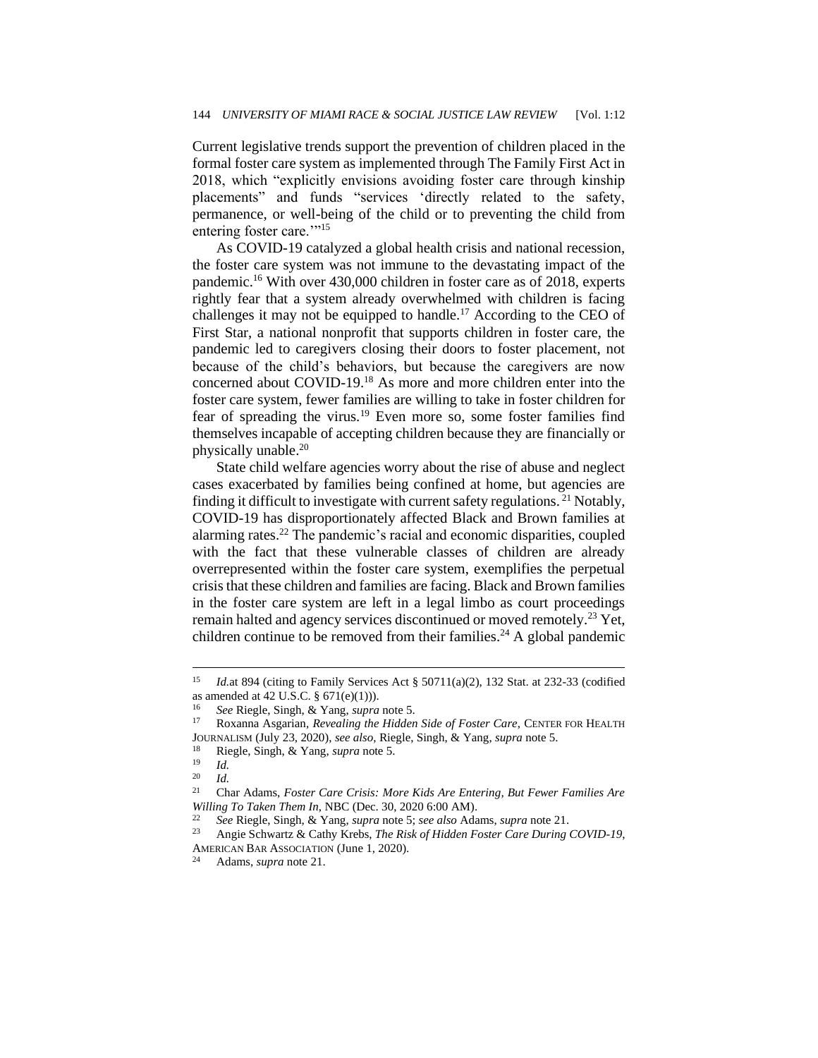Current legislative trends support the prevention of children placed in the formal foster care system as implemented through The Family First Act in 2018, which "explicitly envisions avoiding foster care through kinship placements" and funds "services 'directly related to the safety, permanence, or well-being of the child or to preventing the child from entering foster care.'"[15]

As COVID-19 catalyzed a global health crisis and national recession, the foster care system was not immune to the devastating impact of the pandemic.[16] With over 430,000 children in foster care as of 2018, experts rightly fear that a system already overwhelmed with children is facing challenges it may not be equipped to handle.[17] According to the CEO of First Star, a national nonprofit that supports children in foster care, the pandemic led to caregivers closing their doors to foster placement, not because of the child's behaviors, but because the caregivers are now concerned about COVID-19.[18] As more and more children enter into the foster care system, fewer families are willing to take in foster children for fear of spreading the virus.[19] Even more so, some foster families find themselves incapable of accepting children because they are financially or physically unable.[20]

State child welfare agencies worry about the rise of abuse and neglect cases exacerbated by families being confined at home, but agencies are finding it difficult to investigate with current safety regulations.[21] Notably, COVID-19 has disproportionately affected Black and Brown families at alarming rates.[22] The pandemic's racial and economic disparities, coupled with the fact that these vulnerable classes of children are already overrepresented within the foster care system, exemplifies the perpetual crisis that these children and families are facing. Black and Brown families in the foster care system are left in a legal limbo as court proceedings remain halted and agency services discontinued or moved remotely.[23] Yet, children continue to be removed from their families.[24] A global pandemic

---

[15] *Id.*at 894 (citing to Family Services Act § 50711(a)(2), 132 Stat. at 232-33 (codified as amended at 42 U.S.C. § 671(e)(1))).

[16] *See* Riegle, Singh, & Yang, *supra* note 5.

[17] Roxanna Asgarian, *Revealing the Hidden Side of Foster Care*, CENTER FOR HEALTH JOURNALISM (July 23, 2020), *see also*, Riegle, Singh, & Yang, *supra* note 5.

[18] Riegle, Singh, & Yang, *supra* note 5.

[19] *Id.*

[20] *Id.*

[21] Char Adams, *Foster Care Crisis: More Kids Are Entering, But Fewer Families Are Willing To Taken Them In*, NBC (Dec. 30, 2020 6:00 AM).

[22] *See* Riegle, Singh, & Yang, *supra* note 5; *see also* Adams, *supra* note 21.

[23] Angie Schwartz & Cathy Krebs, *The Risk of Hidden Foster Care During COVID-19*, AMERICAN BAR ASSOCIATION (June 1, 2020).

[24] Adams, *supra* note 21.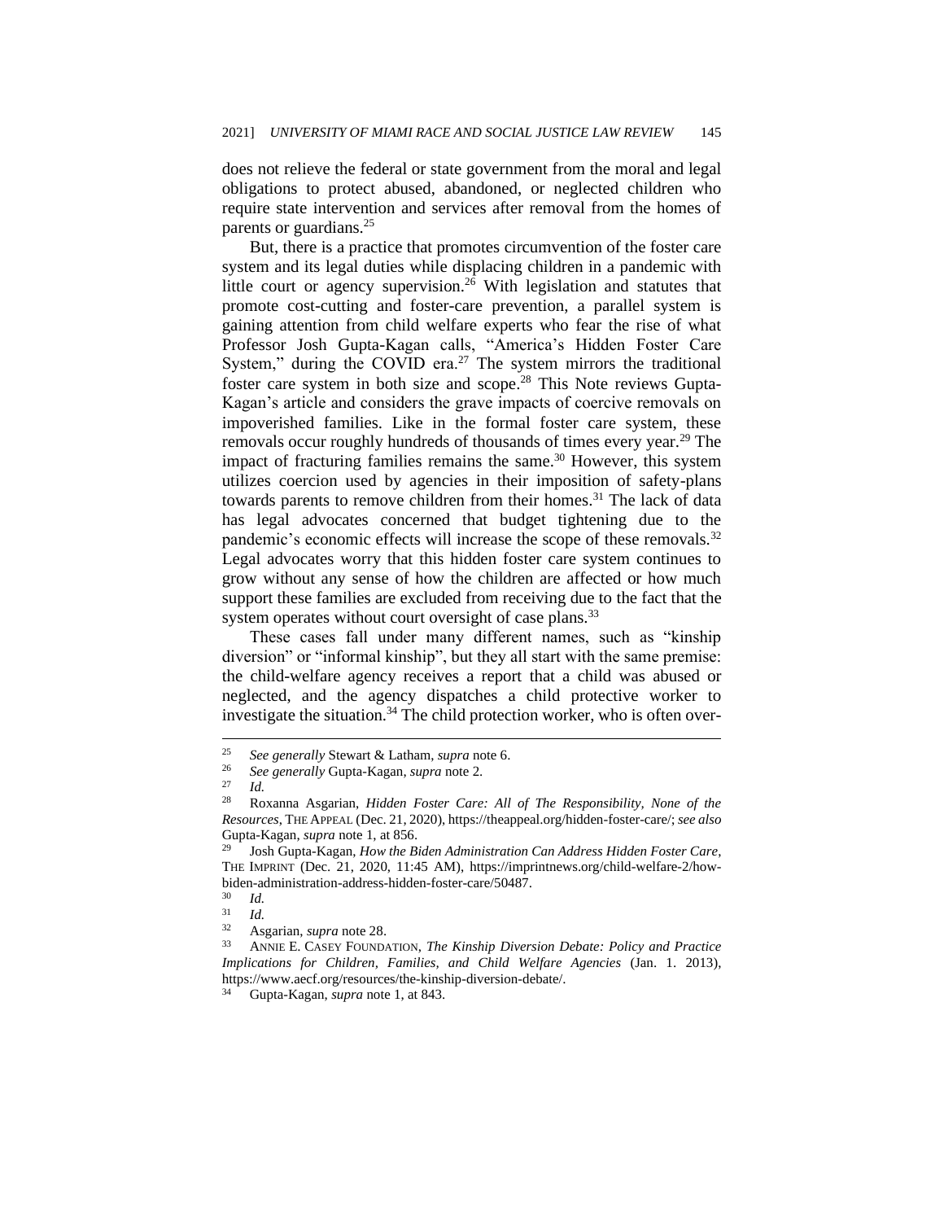does not relieve the federal or state government from the moral and legal obligations to protect abused, abandoned, or neglected children who require state intervention and services after removal from the homes of parents or guardians.[25]

But, there is a practice that promotes circumvention of the foster care system and its legal duties while displacing children in a pandemic with little court or agency supervision.[26] With legislation and statutes that promote cost-cutting and foster-care prevention, a parallel system is gaining attention from child welfare experts who fear the rise of what Professor Josh Gupta-Kagan calls, "America's Hidden Foster Care System," during the COVID era.[27] The system mirrors the traditional foster care system in both size and scope.[28] This Note reviews Gupta-Kagan's article and considers the grave impacts of coercive removals on impoverished families. Like in the formal foster care system, these removals occur roughly hundreds of thousands of times every year.[29] The impact of fracturing families remains the same.[30] However, this system utilizes coercion used by agencies in their imposition of safety-plans towards parents to remove children from their homes.[31] The lack of data has legal advocates concerned that budget tightening due to the pandemic's economic effects will increase the scope of these removals.[32] Legal advocates worry that this hidden foster care system continues to grow without any sense of how the children are affected or how much support these families are excluded from receiving due to the fact that the system operates without court oversight of case plans.[33]

These cases fall under many different names, such as "kinship diversion" or "informal kinship", but they all start with the same premise: the child-welfare agency receives a report that a child was abused or neglected, and the agency dispatches a child protective worker to investigate the situation.[34] The child protection worker, who is often over-

---

[25] *See generally* Stewart & Latham, *supra* note 6.

[26] *See generally* Gupta-Kagan, *supra* note 2.

[27] *Id.*

[28] Roxanna Asgarian, *Hidden Foster Care: All of The Responsibility, None of the Resources*, THE APPEAL (Dec. 21, 2020), https://theappeal.org/hidden-foster-care/; *see also* Gupta-Kagan, *supra* note 1, at 856.

[29] Josh Gupta-Kagan, *How the Biden Administration Can Address Hidden Foster Care*, THE IMPRINT (Dec. 21, 2020, 11:45 AM), https://imprintnews.org/child-welfare-2/how-biden-administration-address-hidden-foster-care/50487.

[30] *Id.*

[31] *Id.*

[32] Asgarian, *supra* note 28.

[33] ANNIE E. CASEY FOUNDATION, *The Kinship Diversion Debate: Policy and Practice Implications for Children, Families, and Child Welfare Agencies* (Jan. 1. 2013), https://www.aecf.org/resources/the-kinship-diversion-debate/.

[34] Gupta-Kagan, *supra* note 1, at 843.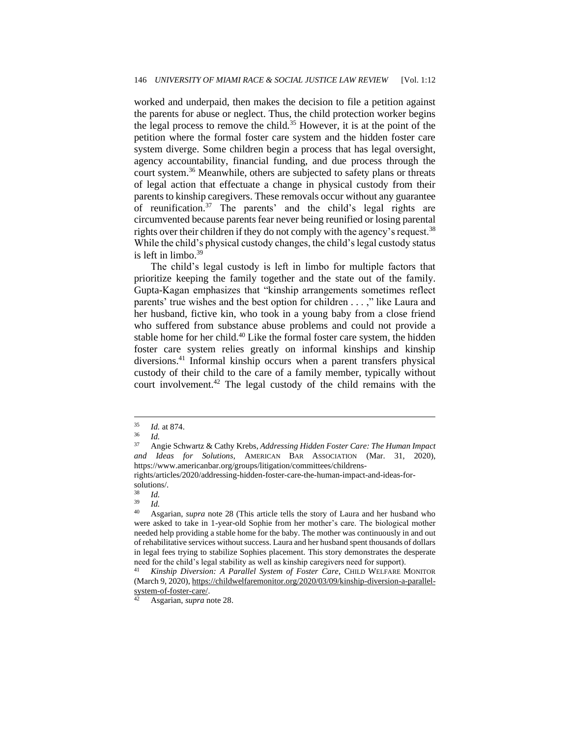worked and underpaid, then makes the decision to file a petition against the parents for abuse or neglect. Thus, the child protection worker begins the legal process to remove the child.[35] However, it is at the point of the petition where the formal foster care system and the hidden foster care system diverge. Some children begin a process that has legal oversight, agency accountability, financial funding, and due process through the court system.[36] Meanwhile, others are subjected to safety plans or threats of legal action that effectuate a change in physical custody from their parents to kinship caregivers. These removals occur without any guarantee of reunification.[37] The parents' and the child's legal rights are circumvented because parents fear never being reunified or losing parental rights over their children if they do not comply with the agency's request.[38] While the child's physical custody changes, the child's legal custody status is left in limbo.[39]

The child's legal custody is left in limbo for multiple factors that prioritize keeping the family together and the state out of the family. Gupta-Kagan emphasizes that "kinship arrangements sometimes reflect parents' true wishes and the best option for children . . . ," like Laura and her husband, fictive kin, who took in a young baby from a close friend who suffered from substance abuse problems and could not provide a stable home for her child.[40] Like the formal foster care system, the hidden foster care system relies greatly on informal kinships and kinship diversions.[41] Informal kinship occurs when a parent transfers physical custody of their child to the care of a family member, typically without court involvement.[42] The legal custody of the child remains with the

---

[35] *Id.* at 874.

[36] *Id.*

[37] Angie Schwartz & Cathy Krebs, *Addressing Hidden Foster Care: The Human Impact and Ideas for Solutions*, AMERICAN BAR ASSOCIATION (Mar. 31, 2020), https://www.americanbar.org/groups/litigation/committees/childrens-rights/articles/2020/addressing-hidden-foster-care-the-human-impact-and-ideas-for-solutions/.

[38] *Id.*

[39] *Id.*

[40] Asgarian, *supra* note 28 (This article tells the story of Laura and her husband who were asked to take in 1-year-old Sophie from her mother's care. The biological mother needed help providing a stable home for the baby. The mother was continuously in and out of rehabilitative services without success. Laura and her husband spent thousands of dollars in legal fees trying to stabilize Sophies placement. This story demonstrates the desperate need for the child's legal stability as well as kinship caregivers need for support).

[41] *Kinship Diversion: A Parallel System of Foster Care*, CHILD WELFARE MONITOR (March 9, 2020), https://childwelfaremonitor.org/2020/03/09/kinship-diversion-a-parallel-system-of-foster-care/.

[42] Asgarian, *supra* note 28.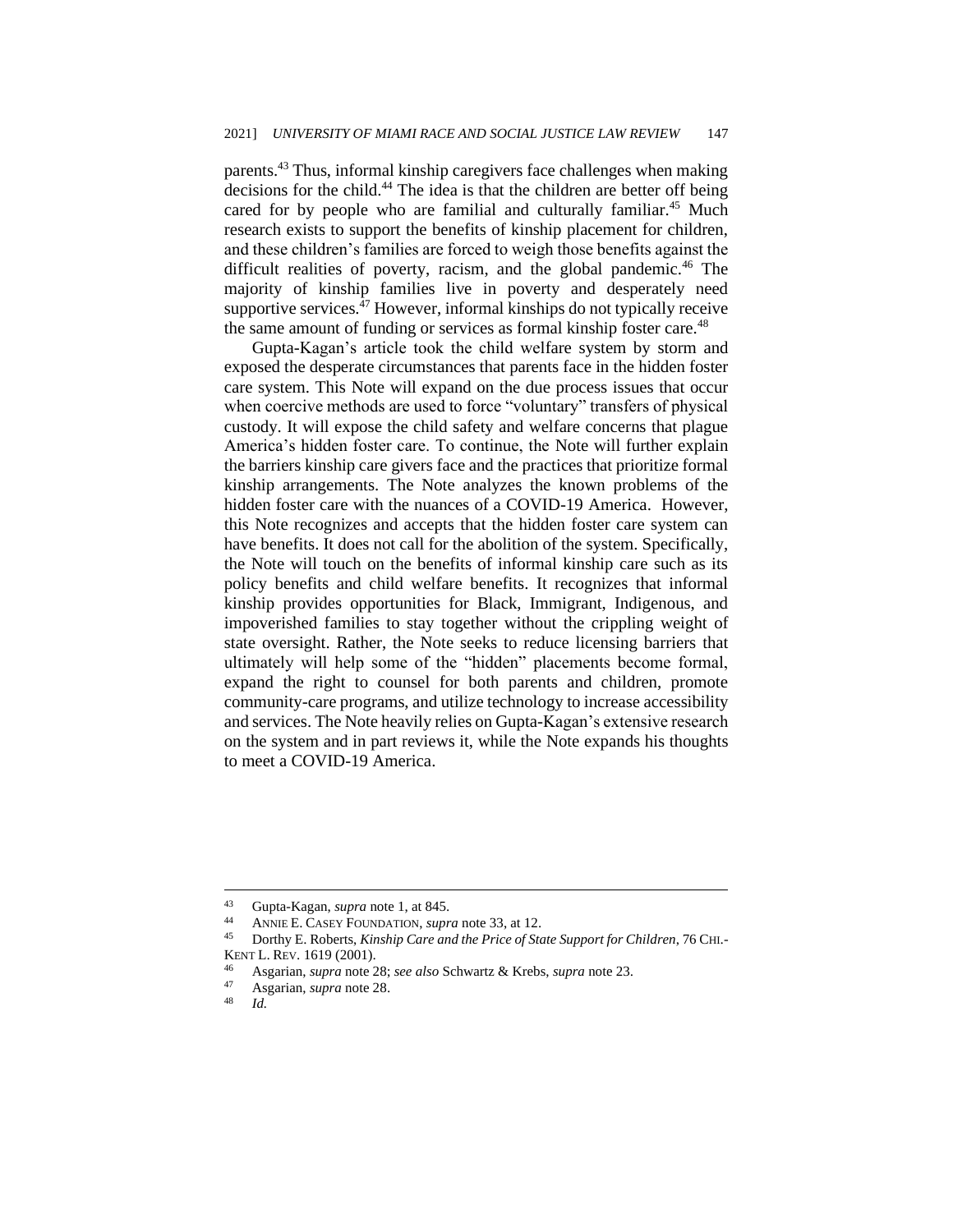parents.[43] Thus, informal kinship caregivers face challenges when making decisions for the child.[44] The idea is that the children are better off being cared for by people who are familial and culturally familiar.[45] Much research exists to support the benefits of kinship placement for children, and these children's families are forced to weigh those benefits against the difficult realities of poverty, racism, and the global pandemic.[46] The majority of kinship families live in poverty and desperately need supportive services.[47] However, informal kinships do not typically receive the same amount of funding or services as formal kinship foster care.[48]

Gupta-Kagan's article took the child welfare system by storm and exposed the desperate circumstances that parents face in the hidden foster care system. This Note will expand on the due process issues that occur when coercive methods are used to force "voluntary" transfers of physical custody. It will expose the child safety and welfare concerns that plague America's hidden foster care. To continue, the Note will further explain the barriers kinship care givers face and the practices that prioritize formal kinship arrangements. The Note analyzes the known problems of the hidden foster care with the nuances of a COVID-19 America. However, this Note recognizes and accepts that the hidden foster care system can have benefits. It does not call for the abolition of the system. Specifically, the Note will touch on the benefits of informal kinship care such as its policy benefits and child welfare benefits. It recognizes that informal kinship provides opportunities for Black, Immigrant, Indigenous, and impoverished families to stay together without the crippling weight of state oversight. Rather, the Note seeks to reduce licensing barriers that ultimately will help some of the "hidden" placements become formal, expand the right to counsel for both parents and children, promote community-care programs, and utilize technology to increase accessibility and services. The Note heavily relies on Gupta-Kagan's extensive research on the system and in part reviews it, while the Note expands his thoughts to meet a COVID-19 America.

---

[43] Gupta-Kagan, *supra* note 1, at 845.

[44] ANNIE E. CASEY FOUNDATION, *supra* note 33, at 12.

[45] Dorthy E. Roberts, *Kinship Care and the Price of State Support for Children*, 76 CHI.-KENT L. REV. 1619 (2001).

[46] Asgarian, *supra* note 28; *see also* Schwartz & Krebs, *supra* note 23.

[47] Asgarian, *supra* note 28.

[48] *Id.*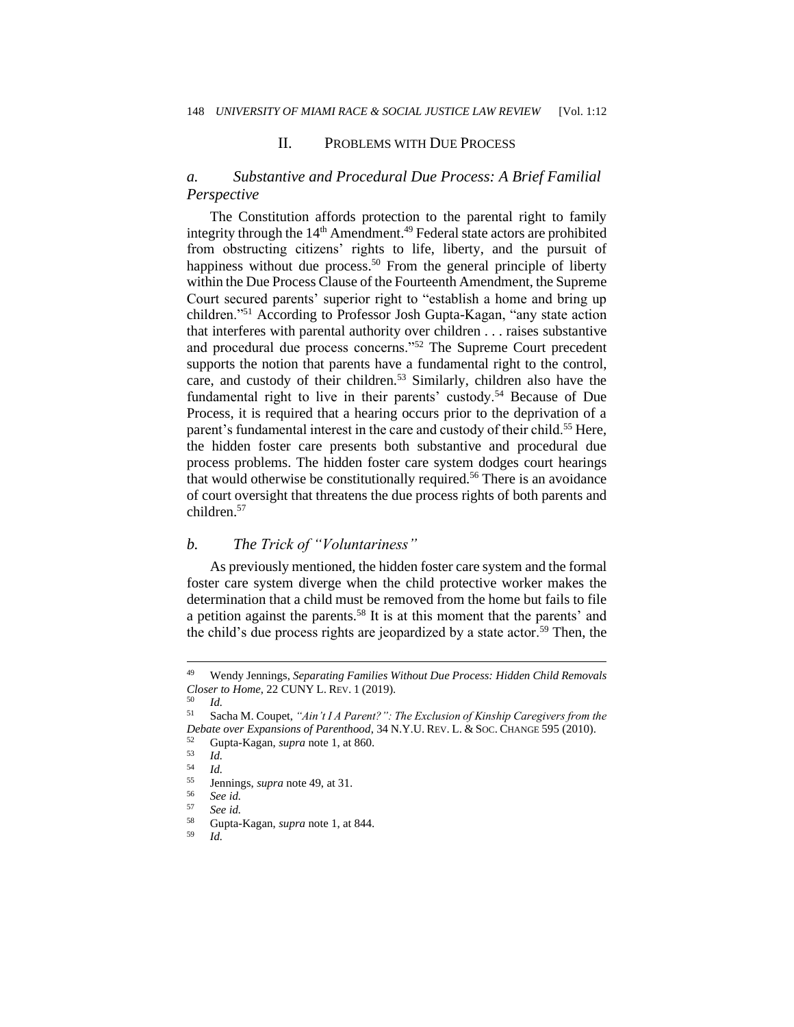## II. PROBLEMS WITH DUE PROCESS

### *a. Substantive and Procedural Due Process: A Brief Familial Perspective*

The Constitution affords protection to the parental right to family integrity through the 14th Amendment.[49] Federal state actors are prohibited from obstructing citizens' rights to life, liberty, and the pursuit of happiness without due process.[50] From the general principle of liberty within the Due Process Clause of the Fourteenth Amendment, the Supreme Court secured parents' superior right to "establish a home and bring up children."[51] According to Professor Josh Gupta-Kagan, "any state action that interferes with parental authority over children . . . raises substantive and procedural due process concerns."[52] The Supreme Court precedent supports the notion that parents have a fundamental right to the control, care, and custody of their children.[53] Similarly, children also have the fundamental right to live in their parents' custody.[54] Because of Due Process, it is required that a hearing occurs prior to the deprivation of a parent's fundamental interest in the care and custody of their child.[55] Here, the hidden foster care presents both substantive and procedural due process problems. The hidden foster care system dodges court hearings that would otherwise be constitutionally required.[56] There is an avoidance of court oversight that threatens the due process rights of both parents and children.[57]

### *b. The Trick of "Voluntariness"*

As previously mentioned, the hidden foster care system and the formal foster care system diverge when the child protective worker makes the determination that a child must be removed from the home but fails to file a petition against the parents.[58] It is at this moment that the parents' and the child's due process rights are jeopardized by a state actor.[59] Then, the

---

[49] Wendy Jennings, *Separating Families Without Due Process: Hidden Child Removals Closer to Home*, 22 CUNY L. REV. 1 (2019).

[50] *Id.*

[51] Sacha M. Coupet, *"Ain't I A Parent?": The Exclusion of Kinship Caregivers from the Debate over Expansions of Parenthood*, 34 N.Y.U. REV. L. & SOC. CHANGE 595 (2010).

[52] Gupta-Kagan, *supra* note 1, at 860.

[53] *Id.*

[54] *Id.*

[55] Jennings, *supra* note 49, at 31.

[56] *See id.*

[57] *See id.*

[58] Gupta-Kagan, *supra* note 1, at 844.

[59] *Id.*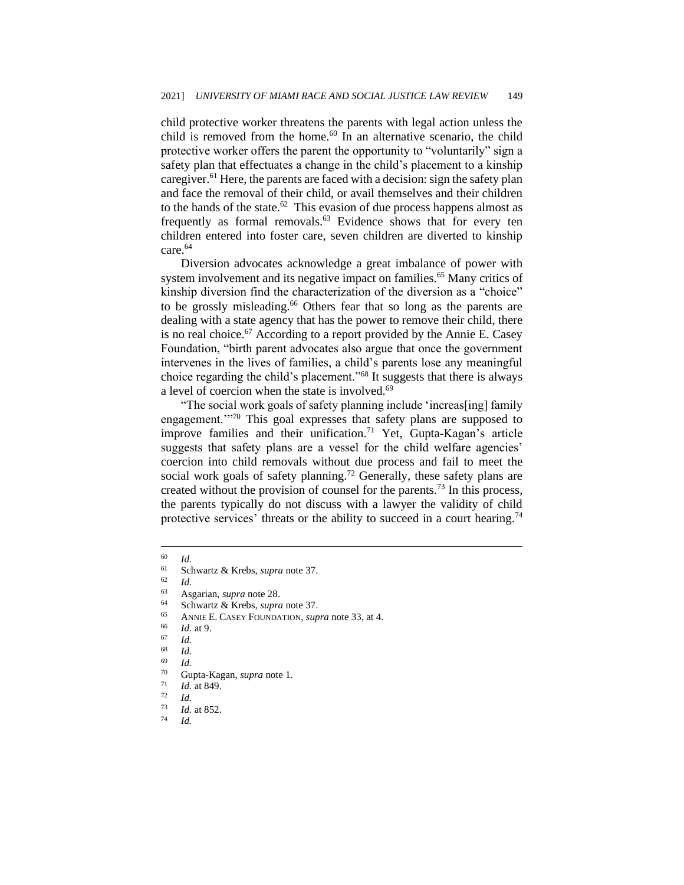child protective worker threatens the parents with legal action unless the child is removed from the home.[60] In an alternative scenario, the child protective worker offers the parent the opportunity to "voluntarily" sign a safety plan that effectuates a change in the child's placement to a kinship caregiver.[61] Here, the parents are faced with a decision: sign the safety plan and face the removal of their child, or avail themselves and their children to the hands of the state.[62] This evasion of due process happens almost as frequently as formal removals.[63] Evidence shows that for every ten children entered into foster care, seven children are diverted to kinship care.[64]

Diversion advocates acknowledge a great imbalance of power with system involvement and its negative impact on families.[65] Many critics of kinship diversion find the characterization of the diversion as a "choice" to be grossly misleading.[66] Others fear that so long as the parents are dealing with a state agency that has the power to remove their child, there is no real choice.[67] According to a report provided by the Annie E. Casey Foundation, "birth parent advocates also argue that once the government intervenes in the lives of families, a child's parents lose any meaningful choice regarding the child's placement."[68] It suggests that there is always a level of coercion when the state is involved.[69]

"The social work goals of safety planning include 'increas[ing] family engagement.'"[70] This goal expresses that safety plans are supposed to improve families and their unification.[71] Yet, Gupta-Kagan's article suggests that safety plans are a vessel for the child welfare agencies' coercion into child removals without due process and fail to meet the social work goals of safety planning.[72] Generally, these safety plans are created without the provision of counsel for the parents.[73] In this process, the parents typically do not discuss with a lawyer the validity of child protective services' threats or the ability to succeed in a court hearing.[74]

---

[60] *Id.*
[61] Schwartz & Krebs, *supra* note 37.
[62] *Id.*
[63] Asgarian, *supra* note 28.
[64] Schwartz & Krebs, *supra* note 37.
[65] ANNIE E. CASEY FOUNDATION, *supra* note 33, at 4.
[66] *Id.* at 9.
[67] *Id.*
[68] *Id.*
[69] *Id.*
[70] Gupta-Kagan, *supra* note 1.
[71] *Id.* at 849.
[72] *Id.*
[73] *Id.* at 852.
[74] *Id.*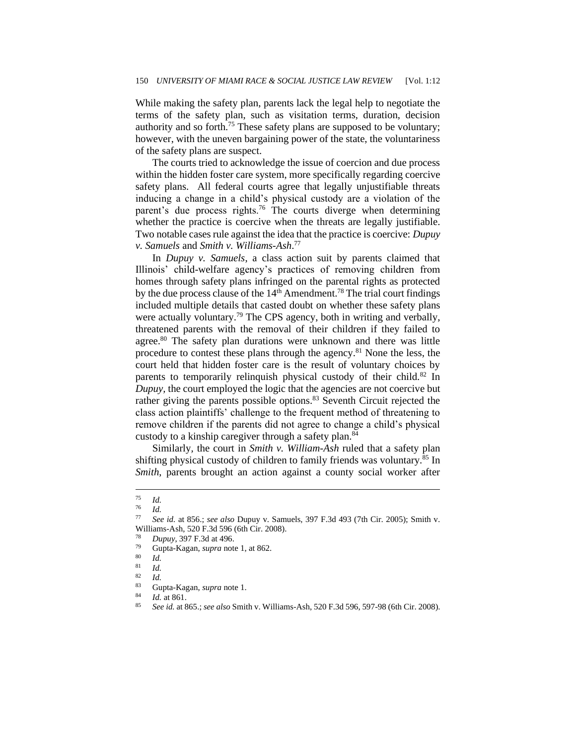While making the safety plan, parents lack the legal help to negotiate the terms of the safety plan, such as visitation terms, duration, decision authority and so forth.[75] These safety plans are supposed to be voluntary; however, with the uneven bargaining power of the state, the voluntariness of the safety plans are suspect.

The courts tried to acknowledge the issue of coercion and due process within the hidden foster care system, more specifically regarding coercive safety plans. All federal courts agree that legally unjustifiable threats inducing a change in a child's physical custody are a violation of the parent's due process rights.[76] The courts diverge when determining whether the practice is coercive when the threats are legally justifiable. Two notable cases rule against the idea that the practice is coercive: *Dupuy v. Samuels* and *Smith v. Williams-Ash*.[77]

In *Dupuy v. Samuels*, a class action suit by parents claimed that Illinois' child-welfare agency's practices of removing children from homes through safety plans infringed on the parental rights as protected by the due process clause of the 14th Amendment.[78] The trial court findings included multiple details that casted doubt on whether these safety plans were actually voluntary.[79] The CPS agency, both in writing and verbally, threatened parents with the removal of their children if they failed to agree.[80] The safety plan durations were unknown and there was little procedure to contest these plans through the agency.[81] None the less, the court held that hidden foster care is the result of voluntary choices by parents to temporarily relinquish physical custody of their child.[82] In *Dupuy*, the court employed the logic that the agencies are not coercive but rather giving the parents possible options.[83] Seventh Circuit rejected the class action plaintiffs' challenge to the frequent method of threatening to remove children if the parents did not agree to change a child's physical custody to a kinship caregiver through a safety plan.[84]

Similarly, the court in *Smith v. William-Ash* ruled that a safety plan shifting physical custody of children to family friends was voluntary.[85] In *Smith*, parents brought an action against a county social worker after

---

[75] *Id.*

[76] *Id.*

[77] *See id.* at 856.; *see also* Dupuy v. Samuels, 397 F.3d 493 (7th Cir. 2005); Smith v. Williams-Ash, 520 F.3d 596 (6th Cir. 2008).

[78] *Dupuy*, 397 F.3d at 496.

[79] Gupta-Kagan, *supra* note 1, at 862.

[80] *Id.*

[81] *Id.*

[82] *Id.*

[83] Gupta-Kagan, *supra* note 1.

[84] *Id.* at 861.

[85] *See id.* at 865.; *see also* Smith v. Williams-Ash, 520 F.3d 596, 597-98 (6th Cir. 2008).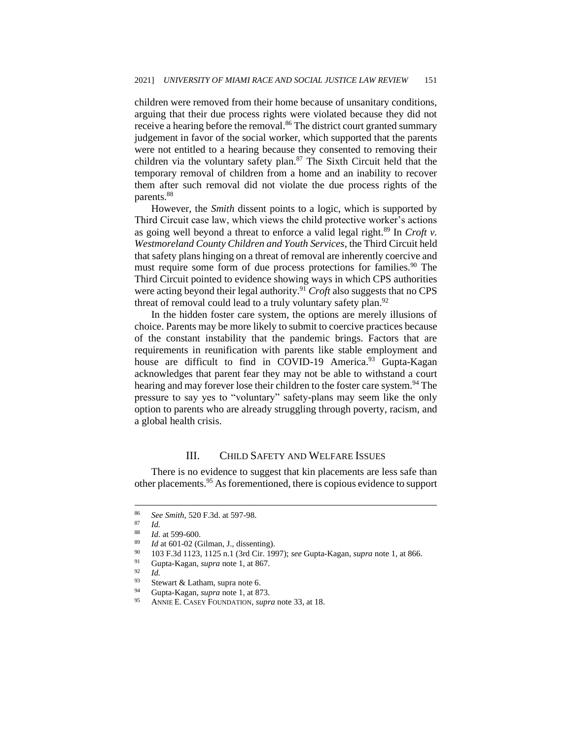children were removed from their home because of unsanitary conditions, arguing that their due process rights were violated because they did not receive a hearing before the removal.[86] The district court granted summary judgement in favor of the social worker, which supported that the parents were not entitled to a hearing because they consented to removing their children via the voluntary safety plan.[87] The Sixth Circuit held that the temporary removal of children from a home and an inability to recover them after such removal did not violate the due process rights of the parents.[88]

However, the *Smith* dissent points to a logic, which is supported by Third Circuit case law, which views the child protective worker's actions as going well beyond a threat to enforce a valid legal right.[89] In *Croft v. Westmoreland County Children and Youth Services*, the Third Circuit held that safety plans hinging on a threat of removal are inherently coercive and must require some form of due process protections for families.[90] The Third Circuit pointed to evidence showing ways in which CPS authorities were acting beyond their legal authority.[91] *Croft* also suggests that no CPS threat of removal could lead to a truly voluntary safety plan.[92]

In the hidden foster care system, the options are merely illusions of choice. Parents may be more likely to submit to coercive practices because of the constant instability that the pandemic brings. Factors that are requirements in reunification with parents like stable employment and house are difficult to find in COVID-19 America.[93] Gupta-Kagan acknowledges that parent fear they may not be able to withstand a court hearing and may forever lose their children to the foster care system.[94] The pressure to say yes to "voluntary" safety-plans may seem like the only option to parents who are already struggling through poverty, racism, and a global health crisis.

## III. CHILD SAFETY AND WELFARE ISSUES

There is no evidence to suggest that kin placements are less safe than other placements.[95] As forementioned, there is copious evidence to support

---

[86] *See Smith*, 520 F.3d. at 597-98.

[87] *Id.*

[88] *Id*. at 599-600.

[89] *Id* at 601-02 (Gilman, J., dissenting).

[90] 103 F.3d 1123, 1125 n.1 (3rd Cir. 1997); *see* Gupta-Kagan, *supra* note 1, at 866.

[91] Gupta-Kagan, *supra* note 1, at 867.

[92] *Id.*

[93] Stewart & Latham, supra note 6.

[94] Gupta-Kagan, *supra* note 1, at 873.

[95] ANNIE E. CASEY FOUNDATION, *supra* note 33, at 18.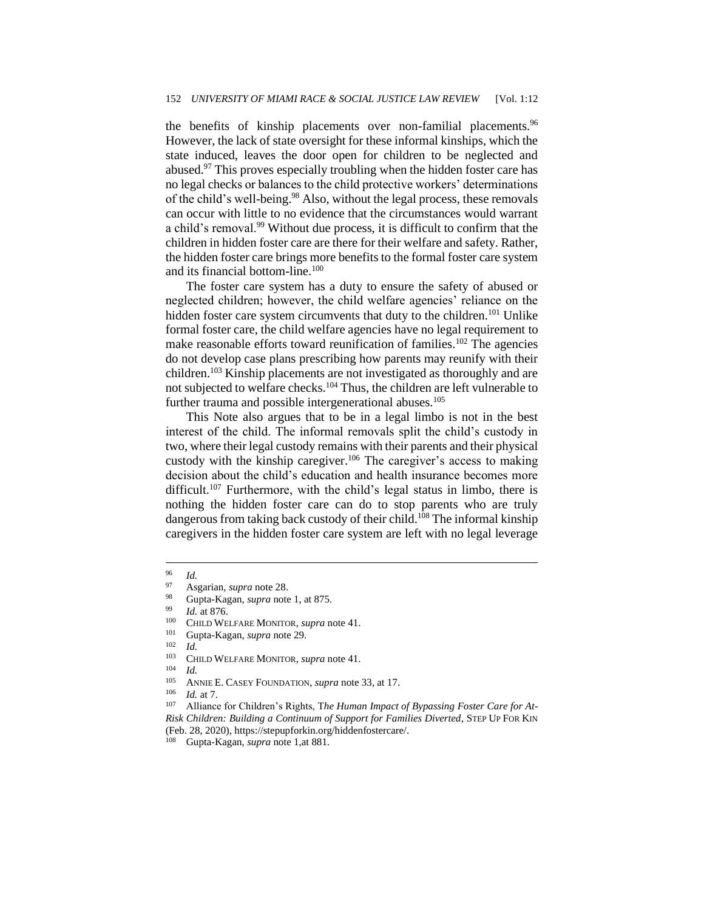the benefits of kinship placements over non-familial placements.[96] However, the lack of state oversight for these informal kinships, which the state induced, leaves the door open for children to be neglected and abused.[97] This proves especially troubling when the hidden foster care has no legal checks or balances to the child protective workers' determinations of the child's well-being.[98] Also, without the legal process, these removals can occur with little to no evidence that the circumstances would warrant a child's removal.[99] Without due process, it is difficult to confirm that the children in hidden foster care are there for their welfare and safety. Rather, the hidden foster care brings more benefits to the formal foster care system and its financial bottom-line.[100]

The foster care system has a duty to ensure the safety of abused or neglected children; however, the child welfare agencies' reliance on the hidden foster care system circumvents that duty to the children.[101] Unlike formal foster care, the child welfare agencies have no legal requirement to make reasonable efforts toward reunification of families.[102] The agencies do not develop case plans prescribing how parents may reunify with their children.[103] Kinship placements are not investigated as thoroughly and are not subjected to welfare checks.[104] Thus, the children are left vulnerable to further trauma and possible intergenerational abuses.[105]

This Note also argues that to be in a legal limbo is not in the best interest of the child. The informal removals split the child's custody in two, where their legal custody remains with their parents and their physical custody with the kinship caregiver.[106] The caregiver's access to making decision about the child's education and health insurance becomes more difficult.[107] Furthermore, with the child's legal status in limbo, there is nothing the hidden foster care can do to stop parents who are truly dangerous from taking back custody of their child.[108] The informal kinship caregivers in the hidden foster care system are left with no legal leverage

---

[96] *Id.*

[97] Asgarian, *supra* note 28.

[98] Gupta-Kagan, *supra* note 1, at 875.

[99] *Id.* at 876.

[100] CHILD WELFARE MONITOR, *supra* note 41.

[101] Gupta-Kagan, *supra* note 29.

[102] *Id.*

[103] CHILD WELFARE MONITOR, *supra* note 41.

[104] *Id.*

[105] ANNIE E. CASEY FOUNDATION, *supra* note 33, at 17.

[106] *Id.* at 7.

[107] Alliance for Children's Rights, *The Human Impact of Bypassing Foster Care for At-Risk Children: Building a Continuum of Support for Families Diverted*, STEP UP FOR KIN (Feb. 28, 2020), https://stepupforkin.org/hiddenfostercare/.

[108] Gupta-Kagan, *supra* note 1,at 881.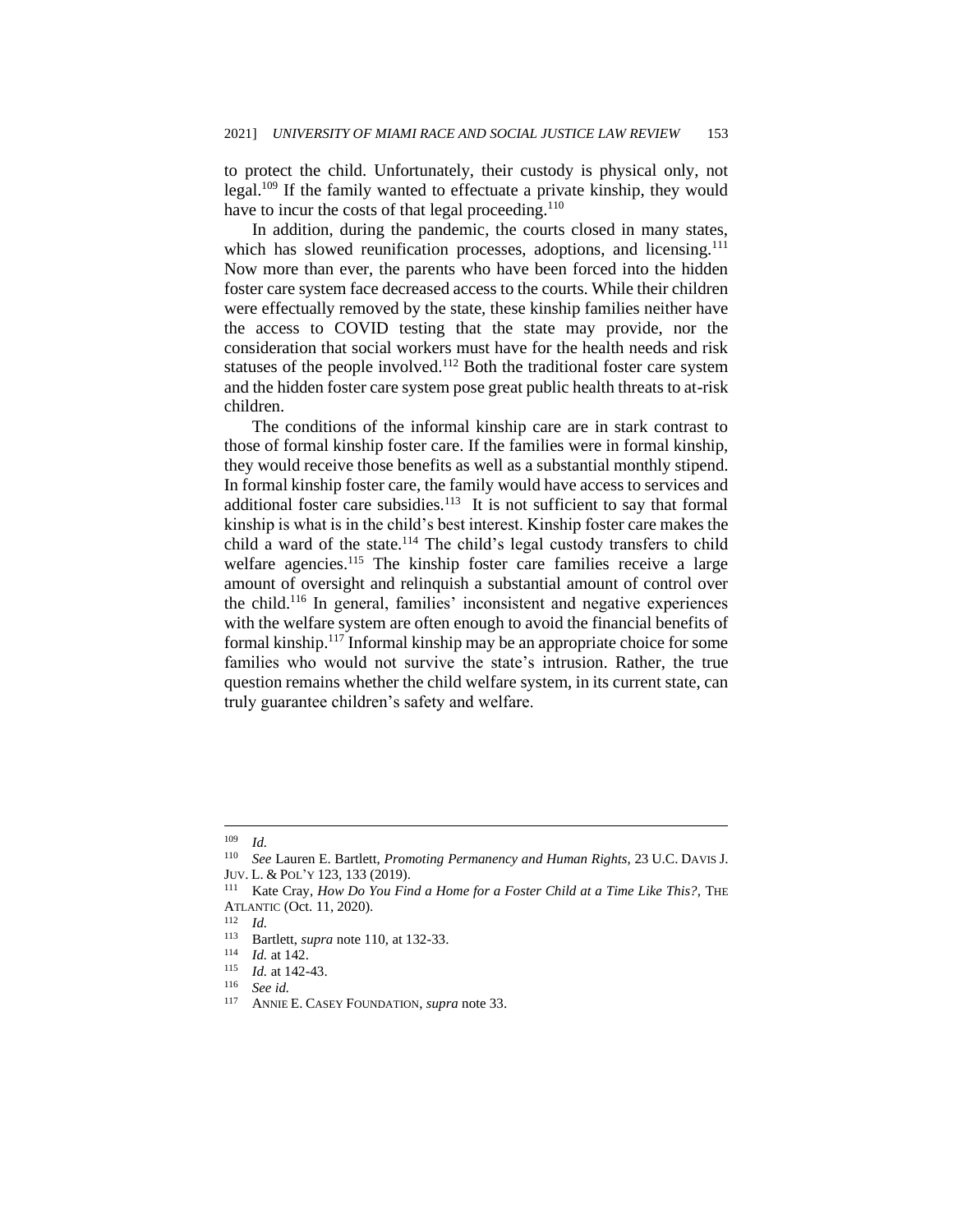to protect the child. Unfortunately, their custody is physical only, not legal.[109] If the family wanted to effectuate a private kinship, they would have to incur the costs of that legal proceeding.[110]

In addition, during the pandemic, the courts closed in many states, which has slowed reunification processes, adoptions, and licensing.[111] Now more than ever, the parents who have been forced into the hidden foster care system face decreased access to the courts. While their children were effectually removed by the state, these kinship families neither have the access to COVID testing that the state may provide, nor the consideration that social workers must have for the health needs and risk statuses of the people involved.[112] Both the traditional foster care system and the hidden foster care system pose great public health threats to at-risk children.

The conditions of the informal kinship care are in stark contrast to those of formal kinship foster care. If the families were in formal kinship, they would receive those benefits as well as a substantial monthly stipend. In formal kinship foster care, the family would have access to services and additional foster care subsidies.[113] It is not sufficient to say that formal kinship is what is in the child's best interest. Kinship foster care makes the child a ward of the state.[114] The child's legal custody transfers to child welfare agencies.[115] The kinship foster care families receive a large amount of oversight and relinquish a substantial amount of control over the child.[116] In general, families' inconsistent and negative experiences with the welfare system are often enough to avoid the financial benefits of formal kinship.[117] Informal kinship may be an appropriate choice for some families who would not survive the state's intrusion. Rather, the true question remains whether the child welfare system, in its current state, can truly guarantee children's safety and welfare.

---

[109] *Id.*

[110] *See* Lauren E. Bartlett, *Promoting Permanency and Human Rights*, 23 U.C. DAVIS J. JUV. L. & POL'Y 123, 133 (2019).

[111] Kate Cray, *How Do You Find a Home for a Foster Child at a Time Like This?*, THE ATLANTIC (Oct. 11, 2020).

[112] *Id.*

[113] Bartlett, *supra* note 110, at 132-33.

[114] *Id.* at 142.

[115] *Id.* at 142-43.

[116] *See id.*

[117] ANNIE E. CASEY FOUNDATION, *supra* note 33.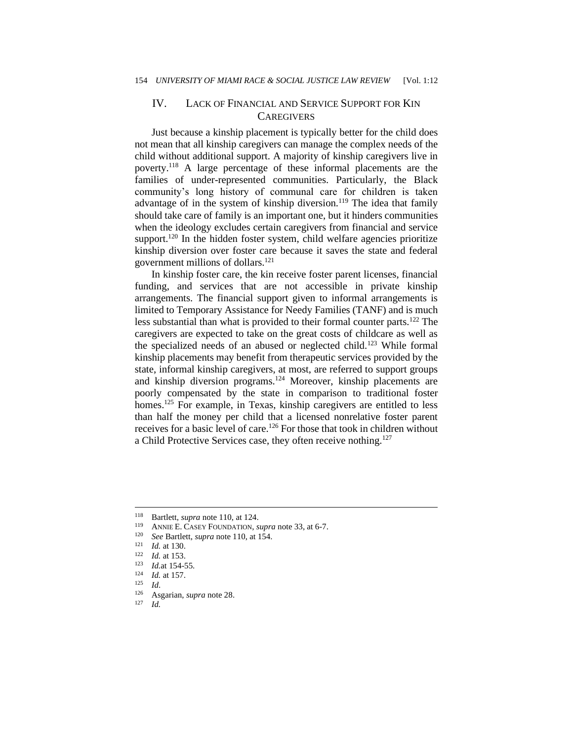## IV. LACK OF FINANCIAL AND SERVICE SUPPORT FOR KIN CAREGIVERS

Just because a kinship placement is typically better for the child does not mean that all kinship caregivers can manage the complex needs of the child without additional support. A majority of kinship caregivers live in poverty.[118] A large percentage of these informal placements are the families of under-represented communities. Particularly, the Black community's long history of communal care for children is taken advantage of in the system of kinship diversion.[119] The idea that family should take care of family is an important one, but it hinders communities when the ideology excludes certain caregivers from financial and service support.[120] In the hidden foster system, child welfare agencies prioritize kinship diversion over foster care because it saves the state and federal government millions of dollars.[121]

In kinship foster care, the kin receive foster parent licenses, financial funding, and services that are not accessible in private kinship arrangements. The financial support given to informal arrangements is limited to Temporary Assistance for Needy Families (TANF) and is much less substantial than what is provided to their formal counter parts.[122] The caregivers are expected to take on the great costs of childcare as well as the specialized needs of an abused or neglected child.[123] While formal kinship placements may benefit from therapeutic services provided by the state, informal kinship caregivers, at most, are referred to support groups and kinship diversion programs.[124] Moreover, kinship placements are poorly compensated by the state in comparison to traditional foster homes.[125] For example, in Texas, kinship caregivers are entitled to less than half the money per child that a licensed nonrelative foster parent receives for a basic level of care.[126] For those that took in children without a Child Protective Services case, they often receive nothing.[127]

---

118 Bartlett, *supra* note 110, at 124.

119 ANNIE E. CASEY FOUNDATION, *supra* note 33, at 6-7.

120 *See* Bartlett, *supra* note 110, at 154.

121 *Id.* at 130.

122 *Id.* at 153.

123 *Id.*at 154-55.

124 *Id.* at 157.

125 *Id.*

126 Asgarian, *supra* note 28.

127 *Id.*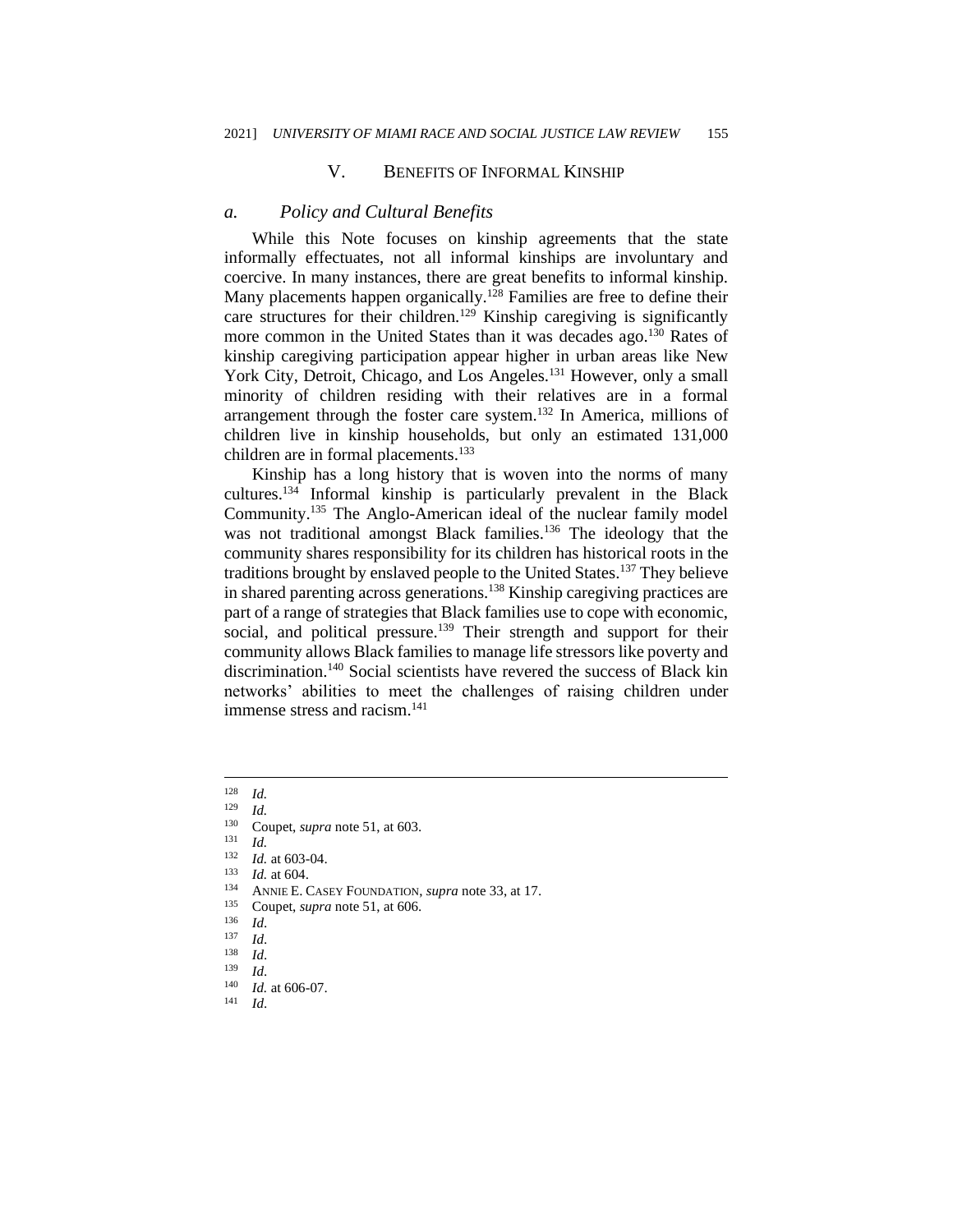## V. Benefits of Informal Kinship

### *a. Policy and Cultural Benefits*

While this Note focuses on kinship agreements that the state informally effectuates, not all informal kinships are involuntary and coercive. In many instances, there are great benefits to informal kinship. Many placements happen organically.[128] Families are free to define their care structures for their children.[129] Kinship caregiving is significantly more common in the United States than it was decades ago.[130] Rates of kinship caregiving participation appear higher in urban areas like New York City, Detroit, Chicago, and Los Angeles.[131] However, only a small minority of children residing with their relatives are in a formal arrangement through the foster care system.[132] In America, millions of children live in kinship households, but only an estimated 131,000 children are in formal placements.[133]

Kinship has a long history that is woven into the norms of many cultures.[134] Informal kinship is particularly prevalent in the Black Community.[135] The Anglo-American ideal of the nuclear family model was not traditional amongst Black families.[136] The ideology that the community shares responsibility for its children has historical roots in the traditions brought by enslaved people to the United States.[137] They believe in shared parenting across generations.[138] Kinship caregiving practices are part of a range of strategies that Black families use to cope with economic, social, and political pressure.[139] Their strength and support for their community allows Black families to manage life stressors like poverty and discrimination.[140] Social scientists have revered the success of Black kin networks' abilities to meet the challenges of raising children under immense stress and racism.[141]

---

[128] *Id.*

[129] *Id.*

[130] Coupet, *supra* note 51, at 603.

[131] *Id.*

[132] *Id.* at 603-04.

[133] *Id.* at 604.

[134] Annie E. Casey Foundation, *supra* note 33, at 17.

[135] Coupet, *supra* note 51, at 606.

[136] *Id*.

[137] *Id*.

[138] *Id*.

[139] *Id*.

[140] *Id.* at 606-07.

[141] *Id*.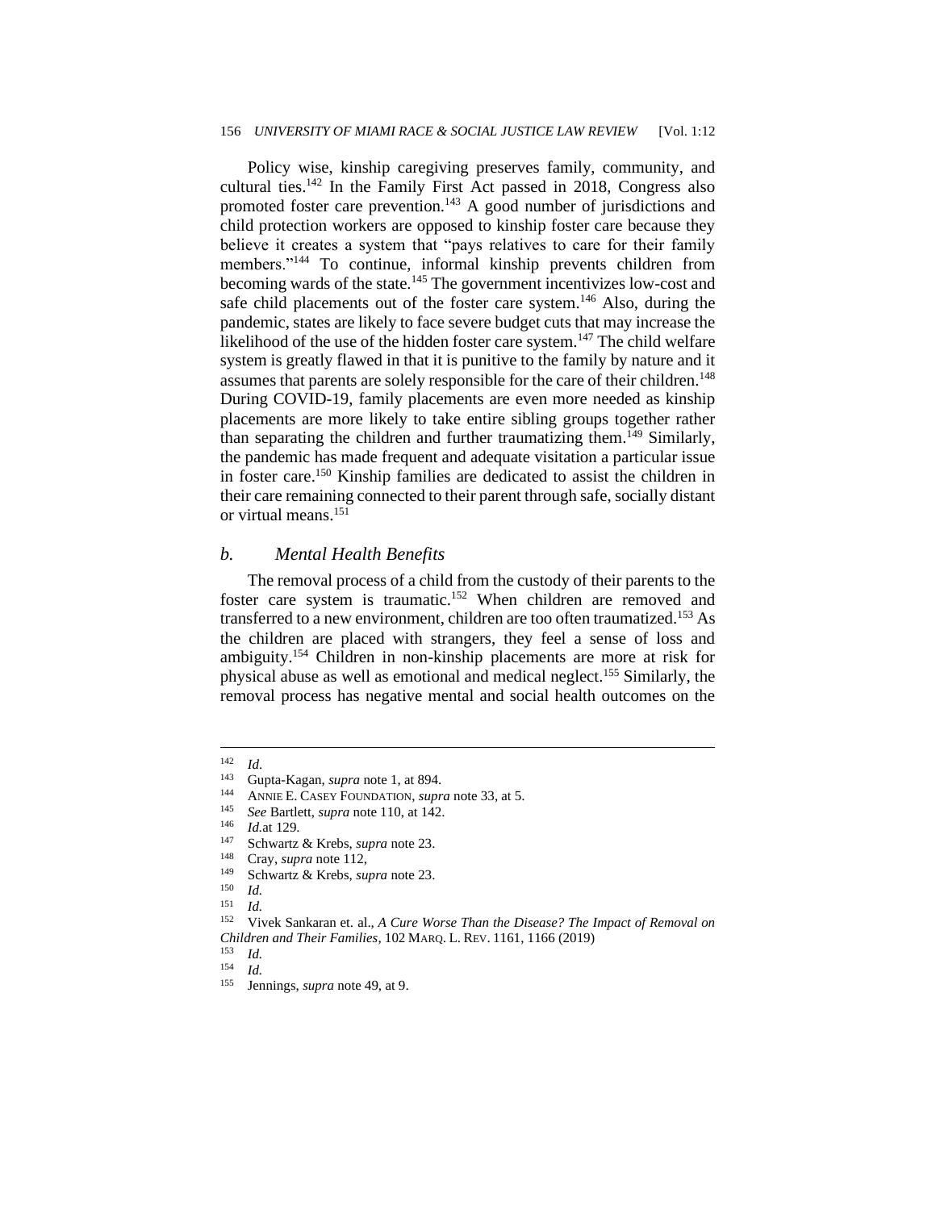Policy wise, kinship caregiving preserves family, community, and cultural ties.[142] In the Family First Act passed in 2018, Congress also promoted foster care prevention.[143] A good number of jurisdictions and child protection workers are opposed to kinship foster care because they believe it creates a system that "pays relatives to care for their family members."[144] To continue, informal kinship prevents children from becoming wards of the state.[145] The government incentivizes low-cost and safe child placements out of the foster care system.[146] Also, during the pandemic, states are likely to face severe budget cuts that may increase the likelihood of the use of the hidden foster care system.[147] The child welfare system is greatly flawed in that it is punitive to the family by nature and it assumes that parents are solely responsible for the care of their children.[148] During COVID-19, family placements are even more needed as kinship placements are more likely to take entire sibling groups together rather than separating the children and further traumatizing them.[149] Similarly, the pandemic has made frequent and adequate visitation a particular issue in foster care.[150] Kinship families are dedicated to assist the children in their care remaining connected to their parent through safe, socially distant or virtual means.[151]

### *b. Mental Health Benefits*

The removal process of a child from the custody of their parents to the foster care system is traumatic.[152] When children are removed and transferred to a new environment, children are too often traumatized.[153] As the children are placed with strangers, they feel a sense of loss and ambiguity.[154] Children in non-kinship placements are more at risk for physical abuse as well as emotional and medical neglect.[155] Similarly, the removal process has negative mental and social health outcomes on the

---

[142] *Id*.

[143] Gupta-Kagan, *supra* note 1, at 894.

[144] ANNIE E. CASEY FOUNDATION, *supra* note 33, at 5.

[145] *See* Bartlett, *supra* note 110, at 142.

[146] *Id.*at 129.

[147] Schwartz & Krebs, *supra* note 23.

[148] Cray, *supra* note 112,

[149] Schwartz & Krebs, *supra* note 23.

[150] *Id.*

[151] *Id.*

[152] Vivek Sankaran et. al., *A Cure Worse Than the Disease? The Impact of Removal on Children and Their Families*, 102 MARQ. L. REV. 1161, 1166 (2019)

[153] *Id.*

[154] *Id.*

[155] Jennings, *supra* note 49, at 9.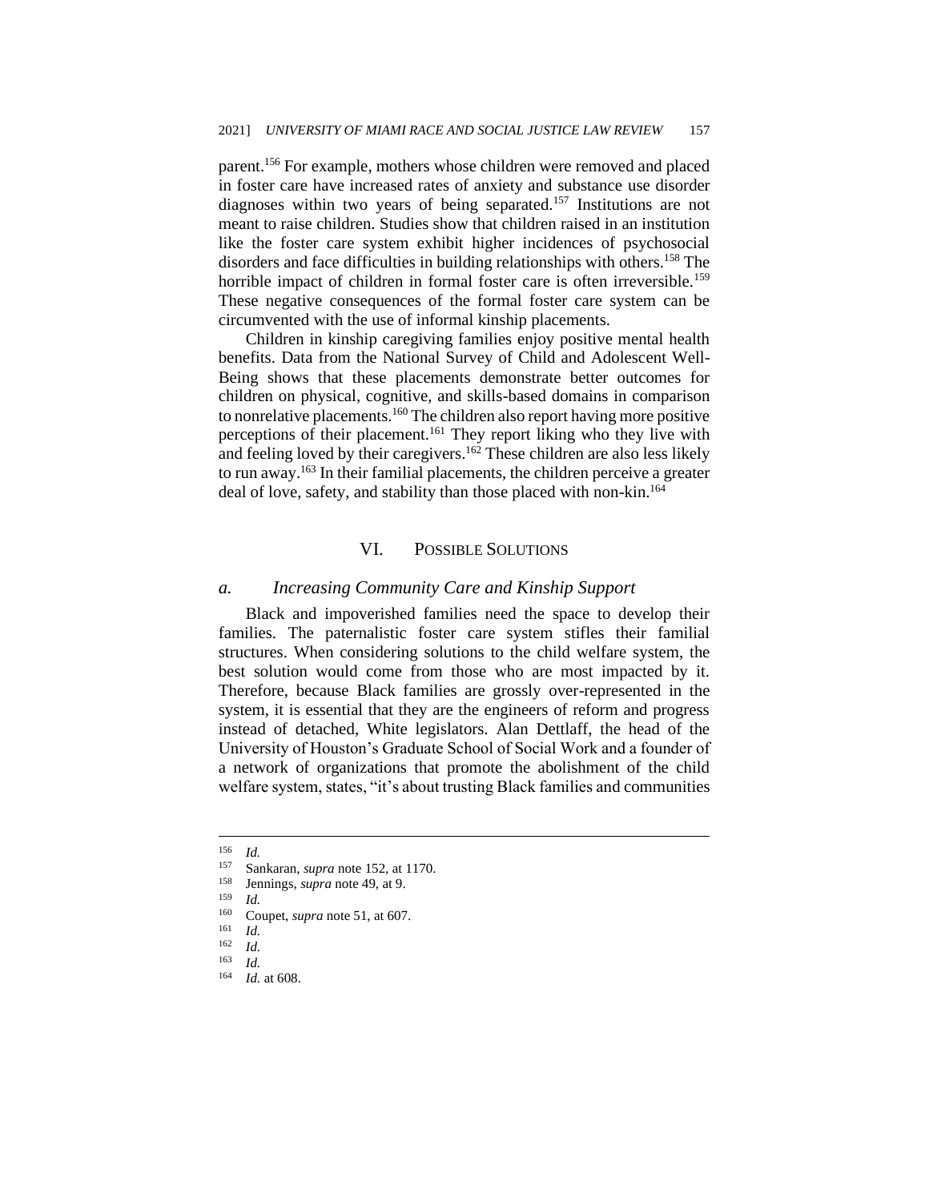parent.[156] For example, mothers whose children were removed and placed in foster care have increased rates of anxiety and substance use disorder diagnoses within two years of being separated.[157] Institutions are not meant to raise children. Studies show that children raised in an institution like the foster care system exhibit higher incidences of psychosocial disorders and face difficulties in building relationships with others.[158] The horrible impact of children in formal foster care is often irreversible.[159] These negative consequences of the formal foster care system can be circumvented with the use of informal kinship placements.

Children in kinship caregiving families enjoy positive mental health benefits. Data from the National Survey of Child and Adolescent Well-Being shows that these placements demonstrate better outcomes for children on physical, cognitive, and skills-based domains in comparison to nonrelative placements.[160] The children also report having more positive perceptions of their placement.[161] They report liking who they live with and feeling loved by their caregivers.[162] These children are also less likely to run away.[163] In their familial placements, the children perceive a greater deal of love, safety, and stability than those placed with non-kin.[164]

## VI. Possible Solutions

### *a. Increasing Community Care and Kinship Support*

Black and impoverished families need the space to develop their families. The paternalistic foster care system stifles their familial structures. When considering solutions to the child welfare system, the best solution would come from those who are most impacted by it. Therefore, because Black families are grossly over-represented in the system, it is essential that they are the engineers of reform and progress instead of detached, White legislators. Alan Dettlaff, the head of the University of Houston's Graduate School of Social Work and a founder of a network of organizations that promote the abolishment of the child welfare system, states, "it's about trusting Black families and communities

---

[156] *Id.*

[157] Sankaran, *supra* note 152, at 1170.

[158] Jennings, *supra* note 49, at 9.

[159] *Id.*

[160] Coupet, *supra* note 51, at 607.

[161] *Id.*

[162] *Id.*

[163] *Id.*

[164] *Id.* at 608.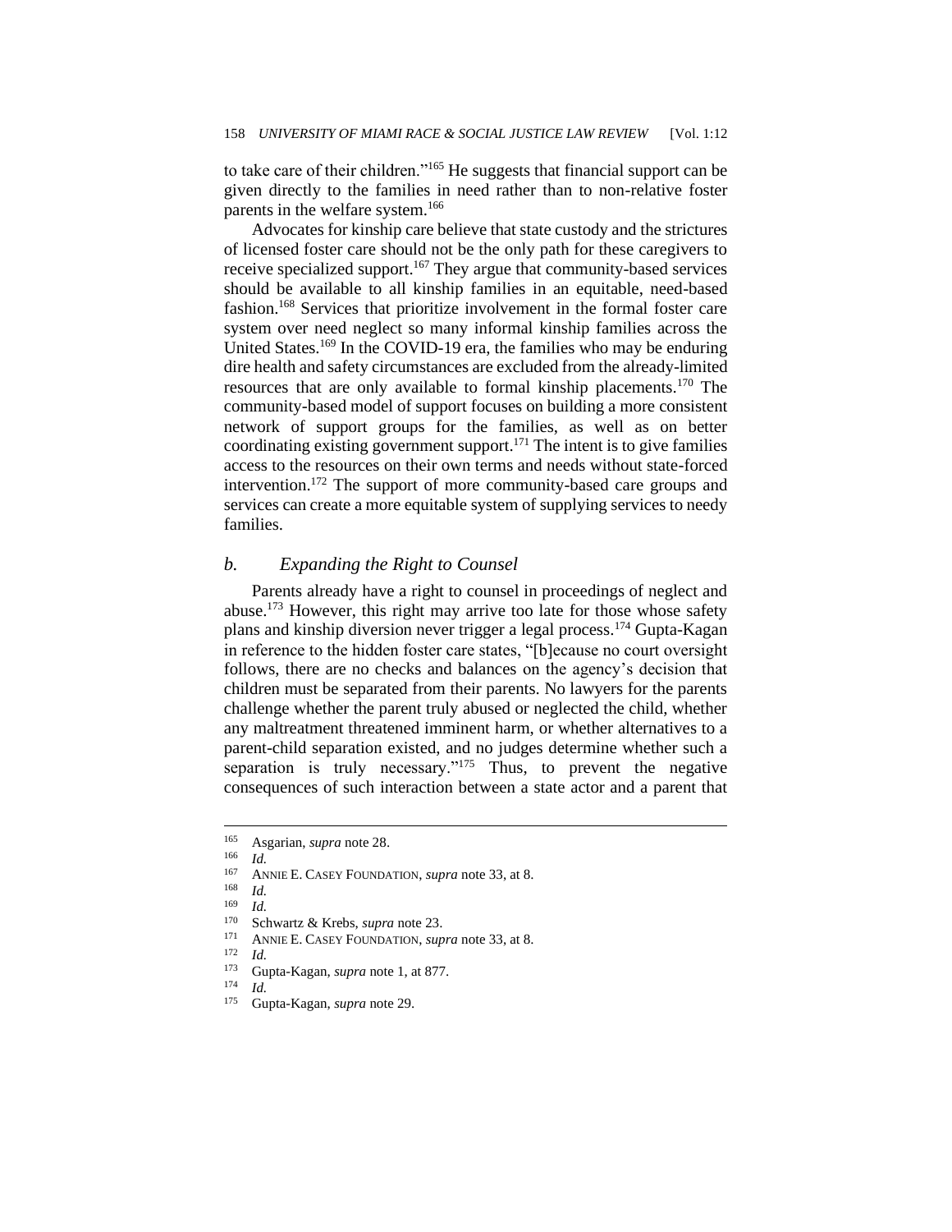to take care of their children."[165] He suggests that financial support can be given directly to the families in need rather than to non-relative foster parents in the welfare system.[166]

Advocates for kinship care believe that state custody and the strictures of licensed foster care should not be the only path for these caregivers to receive specialized support.[167] They argue that community-based services should be available to all kinship families in an equitable, need-based fashion.[168] Services that prioritize involvement in the formal foster care system over need neglect so many informal kinship families across the United States.[169] In the COVID-19 era, the families who may be enduring dire health and safety circumstances are excluded from the already-limited resources that are only available to formal kinship placements.[170] The community-based model of support focuses on building a more consistent network of support groups for the families, as well as on better coordinating existing government support.[171] The intent is to give families access to the resources on their own terms and needs without state-forced intervention.[172] The support of more community-based care groups and services can create a more equitable system of supplying services to needy families.

### *b. Expanding the Right to Counsel*

Parents already have a right to counsel in proceedings of neglect and abuse.[173] However, this right may arrive too late for those whose safety plans and kinship diversion never trigger a legal process.[174] Gupta-Kagan in reference to the hidden foster care states, "[b]ecause no court oversight follows, there are no checks and balances on the agency's decision that children must be separated from their parents. No lawyers for the parents challenge whether the parent truly abused or neglected the child, whether any maltreatment threatened imminent harm, or whether alternatives to a parent-child separation existed, and no judges determine whether such a separation is truly necessary."[175] Thus, to prevent the negative consequences of such interaction between a state actor and a parent that

---

[165] Asgarian, *supra* note 28.

[166] *Id.*

[167] ANNIE E. CASEY FOUNDATION, *supra* note 33, at 8.

[168] *Id.*

[169] *Id.*

[170] Schwartz & Krebs, *supra* note 23.

[171] ANNIE E. CASEY FOUNDATION, *supra* note 33, at 8.

[172] *Id.*

[173] Gupta-Kagan, *supra* note 1, at 877.

[174] *Id.*

[175] Gupta-Kagan, *supra* note 29.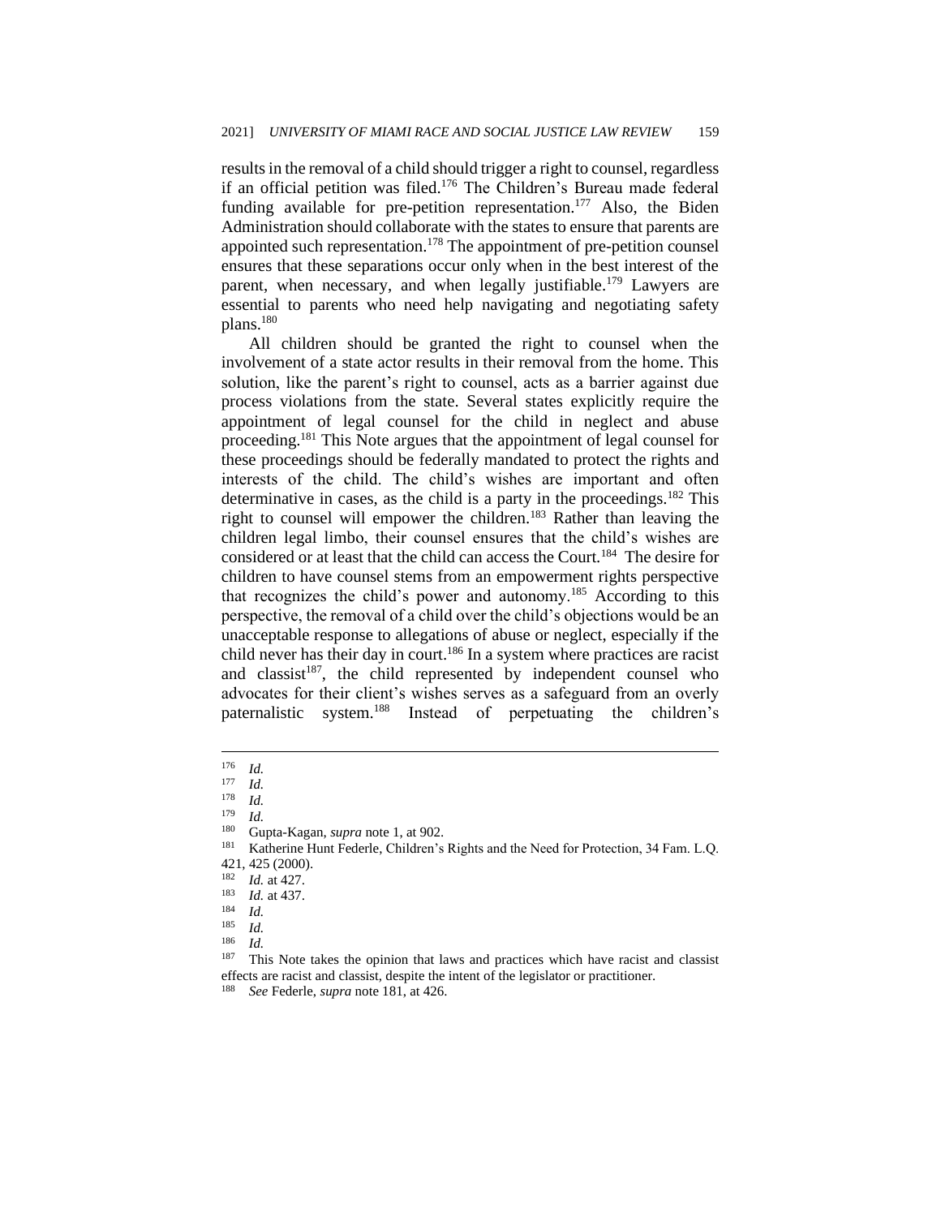results in the removal of a child should trigger a right to counsel, regardless if an official petition was filed.[176] The Children's Bureau made federal funding available for pre-petition representation.[177] Also, the Biden Administration should collaborate with the states to ensure that parents are appointed such representation.[178] The appointment of pre-petition counsel ensures that these separations occur only when in the best interest of the parent, when necessary, and when legally justifiable.[179] Lawyers are essential to parents who need help navigating and negotiating safety plans.[180]

All children should be granted the right to counsel when the involvement of a state actor results in their removal from the home. This solution, like the parent's right to counsel, acts as a barrier against due process violations from the state. Several states explicitly require the appointment of legal counsel for the child in neglect and abuse proceeding.[181] This Note argues that the appointment of legal counsel for these proceedings should be federally mandated to protect the rights and interests of the child. The child's wishes are important and often determinative in cases, as the child is a party in the proceedings.[182] This right to counsel will empower the children.[183] Rather than leaving the children legal limbo, their counsel ensures that the child's wishes are considered or at least that the child can access the Court.[184] The desire for children to have counsel stems from an empowerment rights perspective that recognizes the child's power and autonomy.[185] According to this perspective, the removal of a child over the child's objections would be an unacceptable response to allegations of abuse or neglect, especially if the child never has their day in court.[186] In a system where practices are racist and classist[187], the child represented by independent counsel who advocates for their client's wishes serves as a safeguard from an overly paternalistic system.[188] Instead of perpetuating the children's

---

[176] *Id.*

[177] *Id.*

[178] *Id.*

[179] *Id.*

[180] Gupta-Kagan, *supra* note 1, at 902.

[181] Katherine Hunt Federle, Children's Rights and the Need for Protection, 34 Fam. L.Q. 421, 425 (2000).

[182] *Id.* at 427.

[183] *Id.* at 437.

[184] *Id.*

[185] *Id.*

[186] *Id.*

[187] This Note takes the opinion that laws and practices which have racist and classist effects are racist and classist, despite the intent of the legislator or practitioner.

[188] *See* Federle, *supra* note 181, at 426.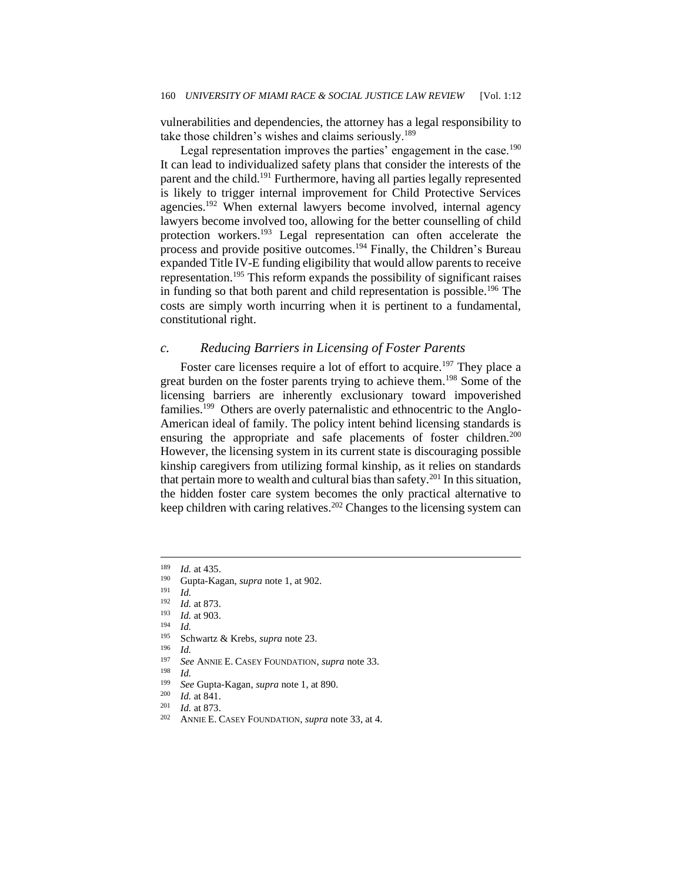vulnerabilities and dependencies, the attorney has a legal responsibility to take those children's wishes and claims seriously.[189]

Legal representation improves the parties' engagement in the case.[190] It can lead to individualized safety plans that consider the interests of the parent and the child.[191] Furthermore, having all parties legally represented is likely to trigger internal improvement for Child Protective Services agencies.[192] When external lawyers become involved, internal agency lawyers become involved too, allowing for the better counselling of child protection workers.[193] Legal representation can often accelerate the process and provide positive outcomes.[194] Finally, the Children's Bureau expanded Title IV-E funding eligibility that would allow parents to receive representation.[195] This reform expands the possibility of significant raises in funding so that both parent and child representation is possible.[196] The costs are simply worth incurring when it is pertinent to a fundamental, constitutional right.

### *c. Reducing Barriers in Licensing of Foster Parents*

Foster care licenses require a lot of effort to acquire.[197] They place a great burden on the foster parents trying to achieve them.[198] Some of the licensing barriers are inherently exclusionary toward impoverished families.[199] Others are overly paternalistic and ethnocentric to the Anglo-American ideal of family. The policy intent behind licensing standards is ensuring the appropriate and safe placements of foster children.[200] However, the licensing system in its current state is discouraging possible kinship caregivers from utilizing formal kinship, as it relies on standards that pertain more to wealth and cultural bias than safety.[201] In this situation, the hidden foster care system becomes the only practical alternative to keep children with caring relatives.[202] Changes to the licensing system can

---

[189] *Id.* at 435.
[190] Gupta-Kagan, *supra* note 1, at 902.
[191] *Id.*
[192] *Id.* at 873.
[193] *Id.* at 903.
[194] *Id.*
[195] Schwartz & Krebs, *supra* note 23.
[196] *Id.*
[197] *See* ANNIE E. CASEY FOUNDATION, *supra* note 33.
[198] *Id.*
[199] *See* Gupta-Kagan, *supra* note 1, at 890.
[200] *Id.* at 841.
[201] *Id.* at 873.
[202] ANNIE E. CASEY FOUNDATION, *supra* note 33, at 4.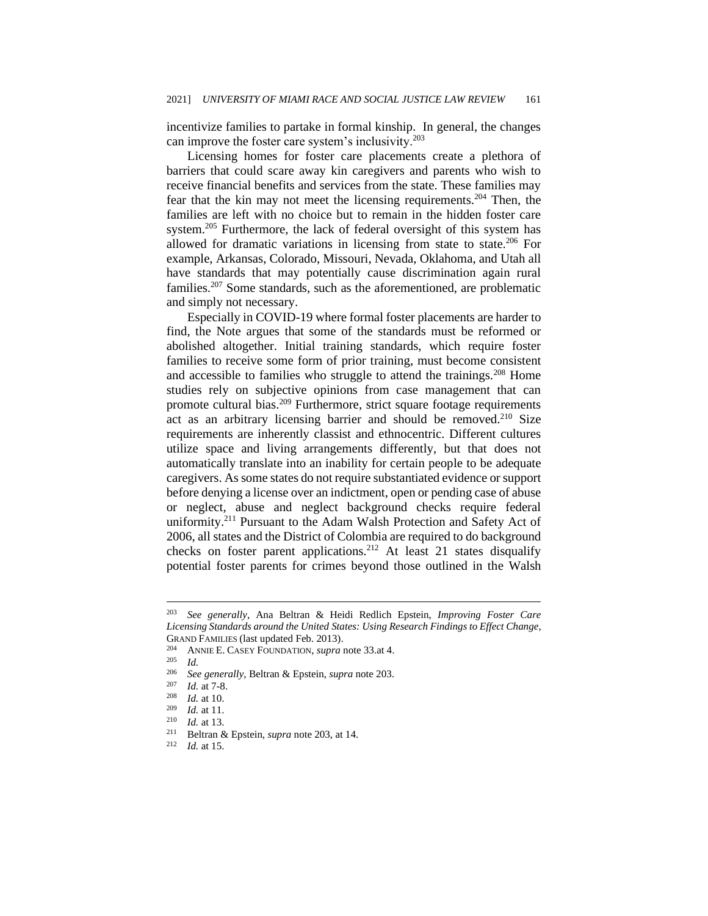incentivize families to partake in formal kinship. In general, the changes can improve the foster care system's inclusivity.[203]

Licensing homes for foster care placements create a plethora of barriers that could scare away kin caregivers and parents who wish to receive financial benefits and services from the state. These families may fear that the kin may not meet the licensing requirements.[204] Then, the families are left with no choice but to remain in the hidden foster care system.[205] Furthermore, the lack of federal oversight of this system has allowed for dramatic variations in licensing from state to state.[206] For example, Arkansas, Colorado, Missouri, Nevada, Oklahoma, and Utah all have standards that may potentially cause discrimination again rural families.[207] Some standards, such as the aforementioned, are problematic and simply not necessary.

Especially in COVID-19 where formal foster placements are harder to find, the Note argues that some of the standards must be reformed or abolished altogether. Initial training standards, which require foster families to receive some form of prior training, must become consistent and accessible to families who struggle to attend the trainings.[208] Home studies rely on subjective opinions from case management that can promote cultural bias.[209] Furthermore, strict square footage requirements act as an arbitrary licensing barrier and should be removed.[210] Size requirements are inherently classist and ethnocentric. Different cultures utilize space and living arrangements differently, but that does not automatically translate into an inability for certain people to be adequate caregivers. As some states do not require substantiated evidence or support before denying a license over an indictment, open or pending case of abuse or neglect, abuse and neglect background checks require federal uniformity.[211] Pursuant to the Adam Walsh Protection and Safety Act of 2006, all states and the District of Colombia are required to do background checks on foster parent applications.[212] At least 21 states disqualify potential foster parents for crimes beyond those outlined in the Walsh

---

[203] *See generally*, Ana Beltran & Heidi Redlich Epstein, *Improving Foster Care Licensing Standards around the United States: Using Research Findings to Effect Change*, GRAND FAMILIES (last updated Feb. 2013).

[204] ANNIE E. CASEY FOUNDATION, *supra* note 33.at 4.

[205] *Id.*

[206] *See generally*, Beltran & Epstein, *supra* note 203.

[207] *Id.* at 7-8.

[208] *Id.* at 10.

[209] *Id.* at 11.

[210] *Id.* at 13.

[211] Beltran & Epstein, *supra* note 203, at 14.

[212] *Id.* at 15.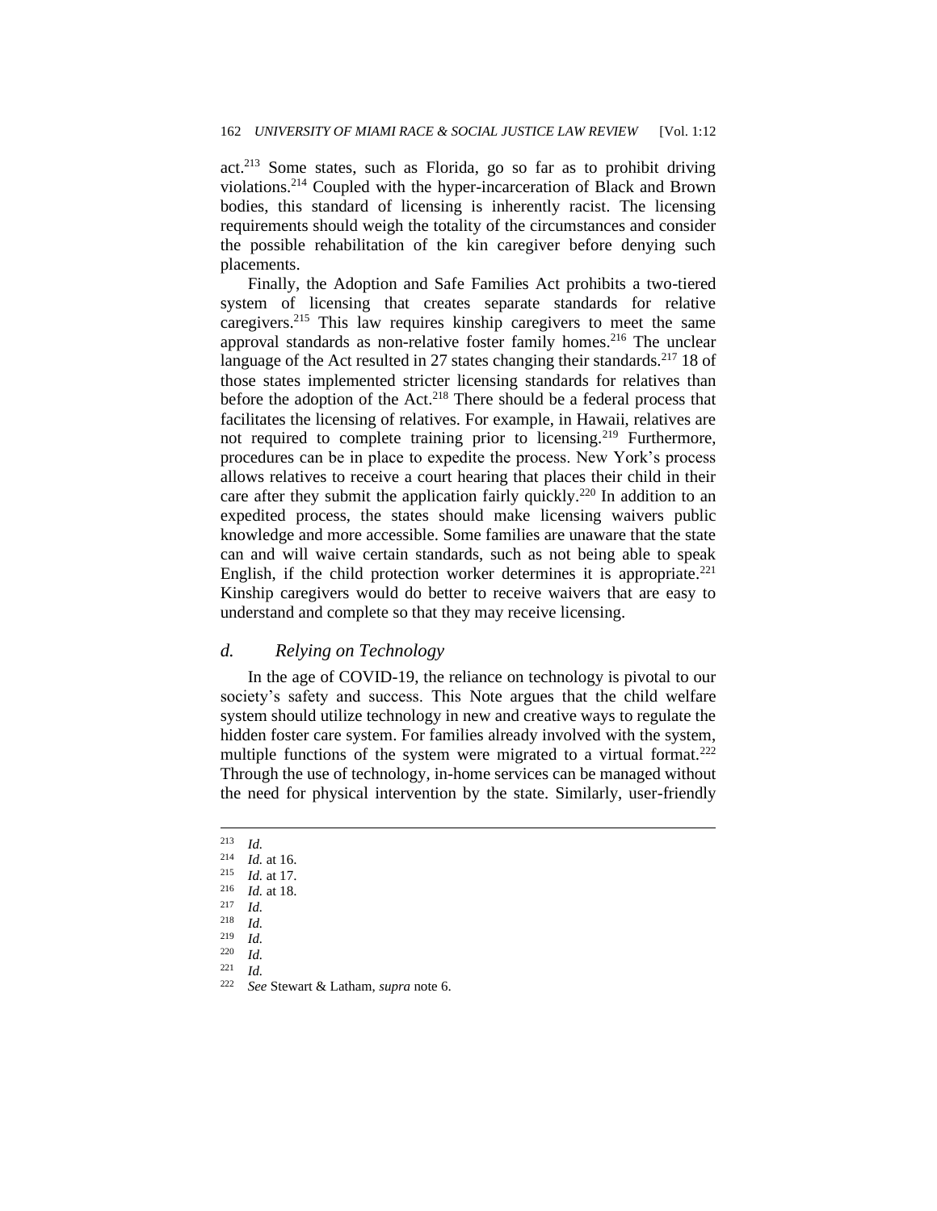act.[213] Some states, such as Florida, go so far as to prohibit driving violations.[214] Coupled with the hyper-incarceration of Black and Brown bodies, this standard of licensing is inherently racist. The licensing requirements should weigh the totality of the circumstances and consider the possible rehabilitation of the kin caregiver before denying such placements.

Finally, the Adoption and Safe Families Act prohibits a two-tiered system of licensing that creates separate standards for relative caregivers.[215] This law requires kinship caregivers to meet the same approval standards as non-relative foster family homes.[216] The unclear language of the Act resulted in 27 states changing their standards.[217] 18 of those states implemented stricter licensing standards for relatives than before the adoption of the Act.[218] There should be a federal process that facilitates the licensing of relatives. For example, in Hawaii, relatives are not required to complete training prior to licensing.[219] Furthermore, procedures can be in place to expedite the process. New York's process allows relatives to receive a court hearing that places their child in their care after they submit the application fairly quickly.[220] In addition to an expedited process, the states should make licensing waivers public knowledge and more accessible. Some families are unaware that the state can and will waive certain standards, such as not being able to speak English, if the child protection worker determines it is appropriate.[221] Kinship caregivers would do better to receive waivers that are easy to understand and complete so that they may receive licensing.

### *d. Relying on Technology*

In the age of COVID-19, the reliance on technology is pivotal to our society's safety and success. This Note argues that the child welfare system should utilize technology in new and creative ways to regulate the hidden foster care system. For families already involved with the system, multiple functions of the system were migrated to a virtual format.[222] Through the use of technology, in-home services can be managed without the need for physical intervention by the state. Similarly, user-friendly

---

[213] *Id.*

[214] *Id.* at 16.

[215] *Id.* at 17.

[216] *Id.* at 18.

[217] *Id.*

[218] *Id.*

[219] *Id.*

[220] *Id.*

[221] *Id.*

[222] *See* Stewart & Latham, *supra* note 6.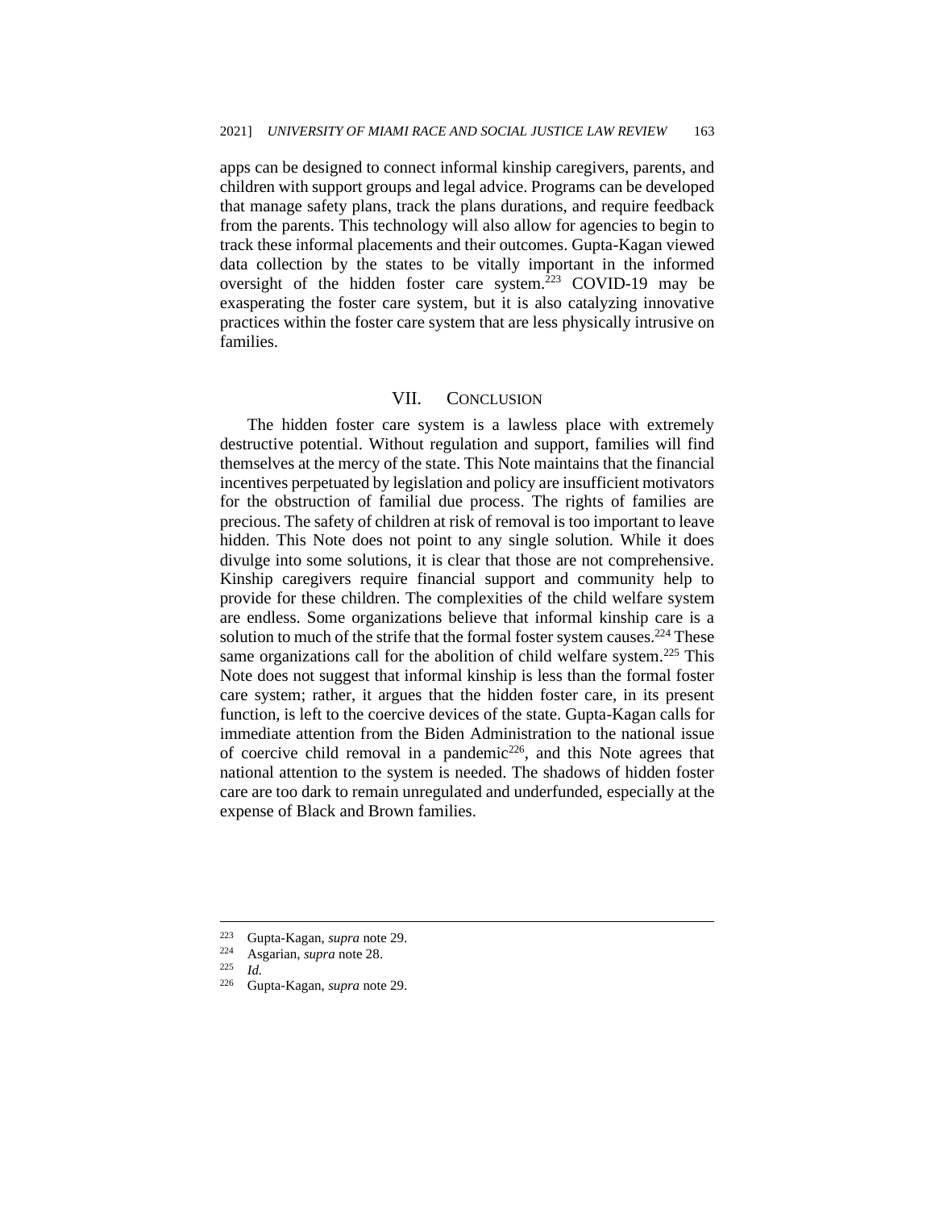apps can be designed to connect informal kinship caregivers, parents, and children with support groups and legal advice. Programs can be developed that manage safety plans, track the plans durations, and require feedback from the parents. This technology will also allow for agencies to begin to track these informal placements and their outcomes. Gupta-Kagan viewed data collection by the states to be vitally important in the informed oversight of the hidden foster care system.[223] COVID-19 may be exasperating the foster care system, but it is also catalyzing innovative practices within the foster care system that are less physically intrusive on families.

## VII. Conclusion

The hidden foster care system is a lawless place with extremely destructive potential. Without regulation and support, families will find themselves at the mercy of the state. This Note maintains that the financial incentives perpetuated by legislation and policy are insufficient motivators for the obstruction of familial due process. The rights of families are precious. The safety of children at risk of removal is too important to leave hidden. This Note does not point to any single solution. While it does divulge into some solutions, it is clear that those are not comprehensive. Kinship caregivers require financial support and community help to provide for these children. The complexities of the child welfare system are endless. Some organizations believe that informal kinship care is a solution to much of the strife that the formal foster system causes.[224] These same organizations call for the abolition of child welfare system.[225] This Note does not suggest that informal kinship is less than the formal foster care system; rather, it argues that the hidden foster care, in its present function, is left to the coercive devices of the state. Gupta-Kagan calls for immediate attention from the Biden Administration to the national issue of coercive child removal in a pandemic[226], and this Note agrees that national attention to the system is needed. The shadows of hidden foster care are too dark to remain unregulated and underfunded, especially at the expense of Black and Brown families.

---

[223] Gupta-Kagan, *supra* note 29.

[224] Asgarian, *supra* note 28.

[225] *Id.*

[226] Gupta-Kagan, *supra* note 29.